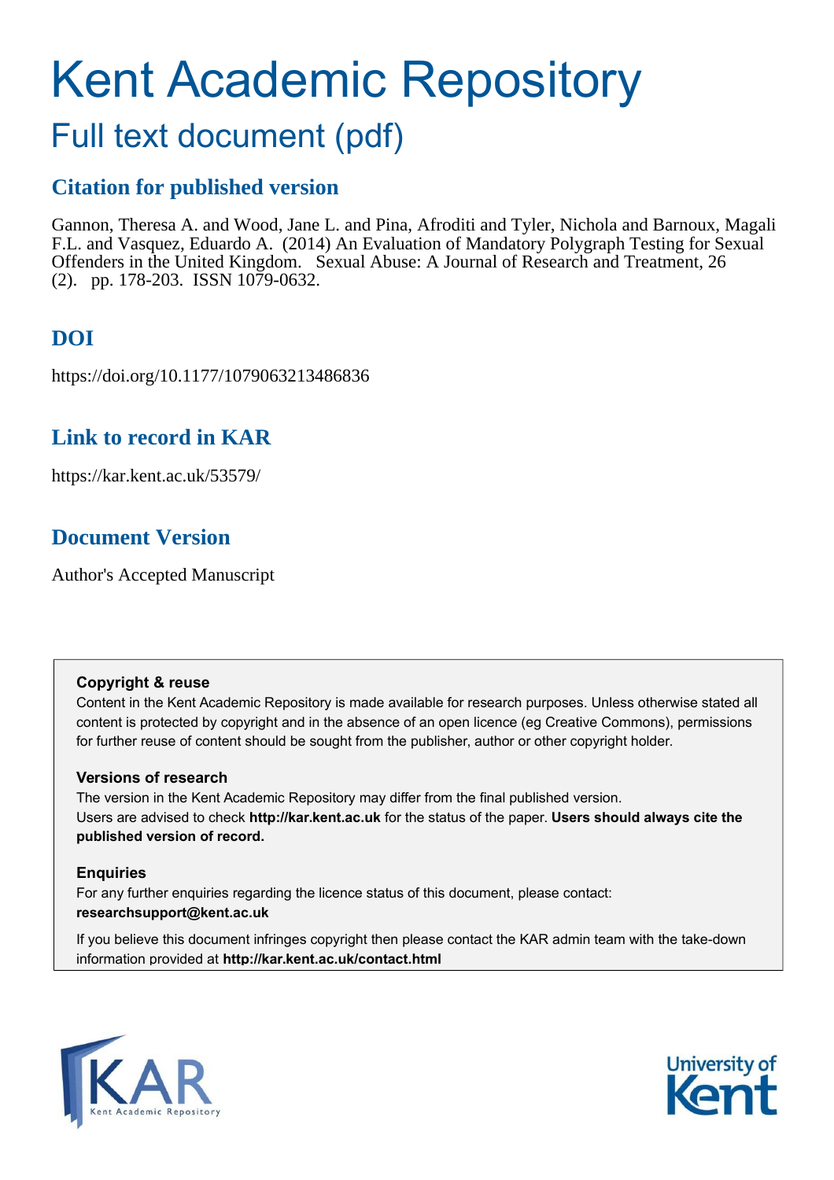# Kent Academic Repository

## Full text document (pdf)

### Citation for published version

Gannon, Theresa A. and Wood, Jane L. and Pina, Afroditi and Tyler, Nichola and Barnoux, Magali F.L. and Vasquez, Eduardo A. (2014) An Evaluation of Mandatory Polygraph Testing for Sexual Offenders in the United Kingdom. Sexual Abuse: A Journal of Research and Treatment, 26 (2). pp. 178-203. ISSN 1079-0632.

### DOI

https://doi.org/10.1177/1079063213486836

### Link to record in KAR

https://kar.kent.ac.uk/53579/

### Document Version

Author's Accepted Manuscript

**Copyright & reuse**

Content in the Kent Academic Repository is made available for research purposes. Unless otherwise stated all content is protected by copyright and in the absence of an open licence (eg Creative Commons), permissions for further reuse of content should be sought from the publisher, author or other copyright holder.

**Versions of research**

The version in the Kent Academic Repository may differ from the final published version. Users are advised to check **http://kar.kent.ac.uk** for the status of the paper. **Users should always cite the published version of record.**

**Enquiries**

For any further enquiries regarding the licence status of this document, please contact: **researchsupport@kent.ac.uk**

If you believe this document infringes copyright then please contact the KAR admin team with the take-down information provided at **http://kar.kent.ac.uk/contact.html**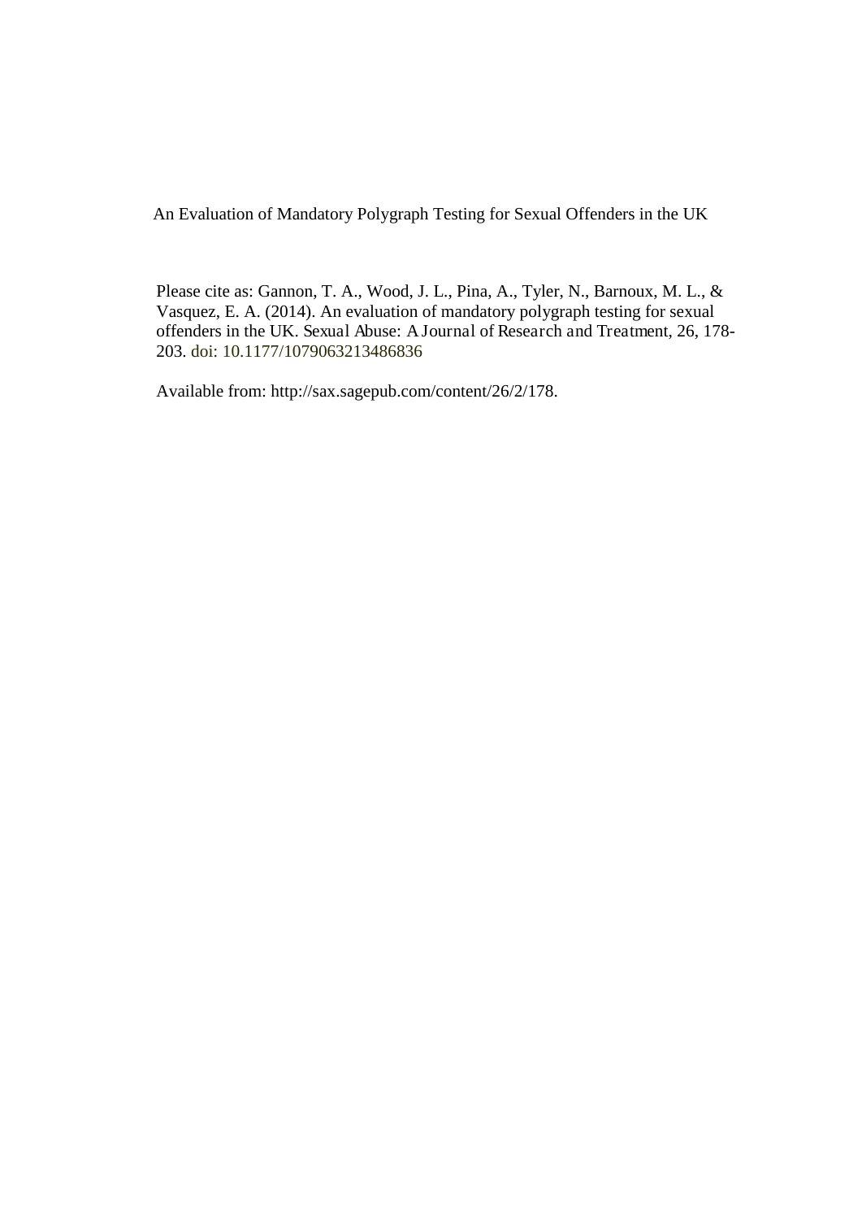An Evaluation of Mandatory Polygraph Testing for Sexual Offenders in the UK

Please cite as: Gannon, T. A., Wood, J. L., Pina, A., Tyler, N., Barnoux, M. L., & Vasquez, E. A. (2014). An evaluation of mandatory polygraph testing for sexual offenders in the UK. Sexual Abuse: A Journal of Research and Treatment, 26, 178-203. doi: 10.1177/1079063213486836

Available from: http://sax.sagepub.com/content/26/2/178.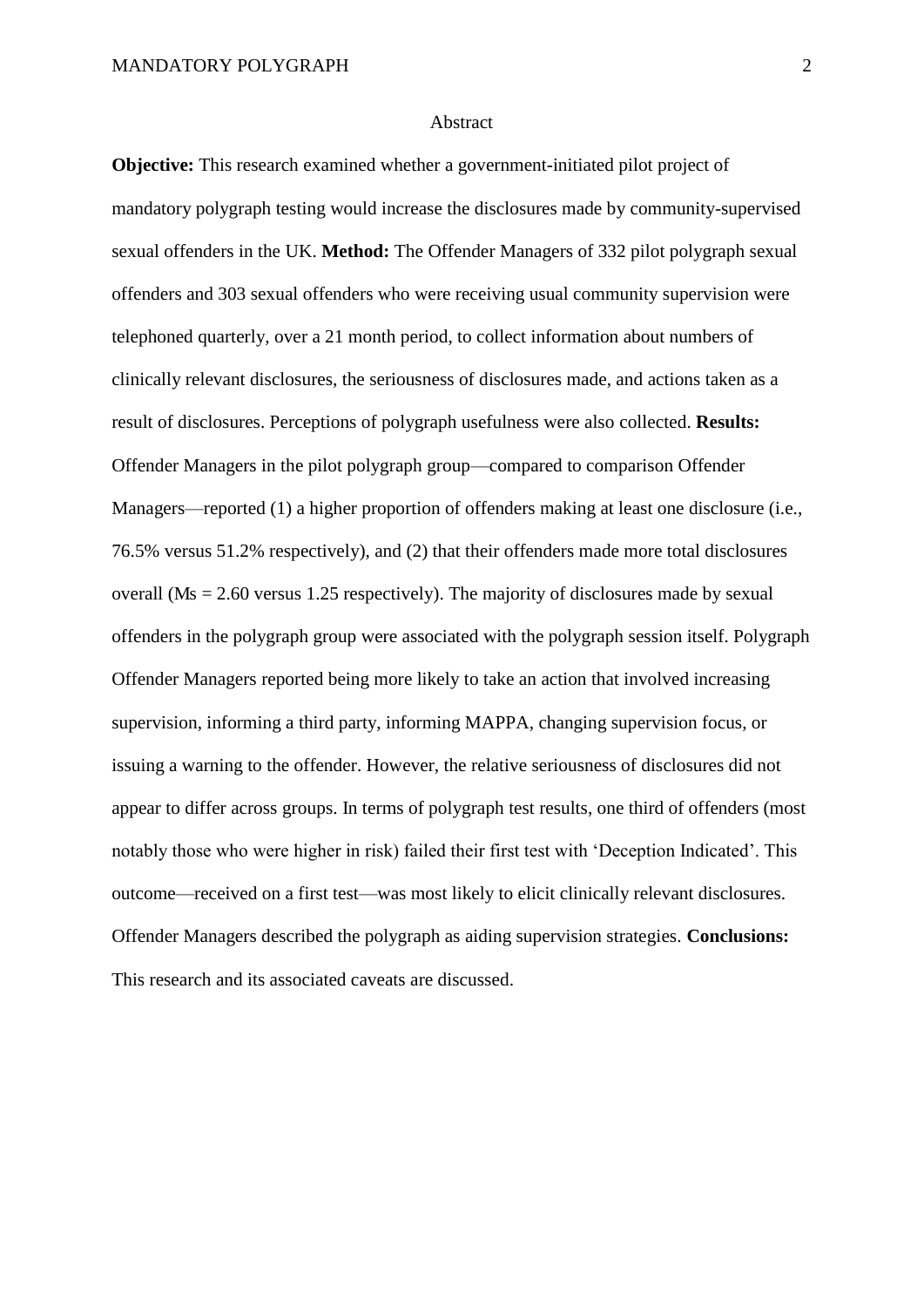# Abstract

**Objective:** This research examined whether a government-initiated pilot project of mandatory polygraph testing would increase the disclosures made by community-supervised sexual offenders in the UK. **Method:** The Offender Managers of 332 pilot polygraph sexual offenders and 303 sexual offenders who were receiving usual community supervision were telephoned quarterly, over a 21 month period, to collect information about numbers of clinically relevant disclosures, the seriousness of disclosures made, and actions taken as a result of disclosures. Perceptions of polygraph usefulness were also collected. **Results:** Offender Managers in the pilot polygraph group—compared to comparison Offender Managers—reported (1) a higher proportion of offenders making at least one disclosure (i.e., 76.5% versus 51.2% respectively), and (2) that their offenders made more total disclosures overall (*M*s = 2.60 versus 1.25 respectively). The majority of disclosures made by sexual offenders in the polygraph group were associated with the polygraph session itself. Polygraph Offender Managers reported being more likely to take an action that involved increasing supervision, informing a third party, informing MAPPA, changing supervision focus, or issuing a warning to the offender. However, the relative seriousness of disclosures did not appear to differ across groups. In terms of polygraph test results, one third of offenders (most notably those who were higher in risk) failed their first test with 'Deception Indicated'. This outcome—received on a first test—was most likely to elicit clinically relevant disclosures. Offender Managers described the polygraph as aiding supervision strategies. **Conclusions:** This research and its associated caveats are discussed.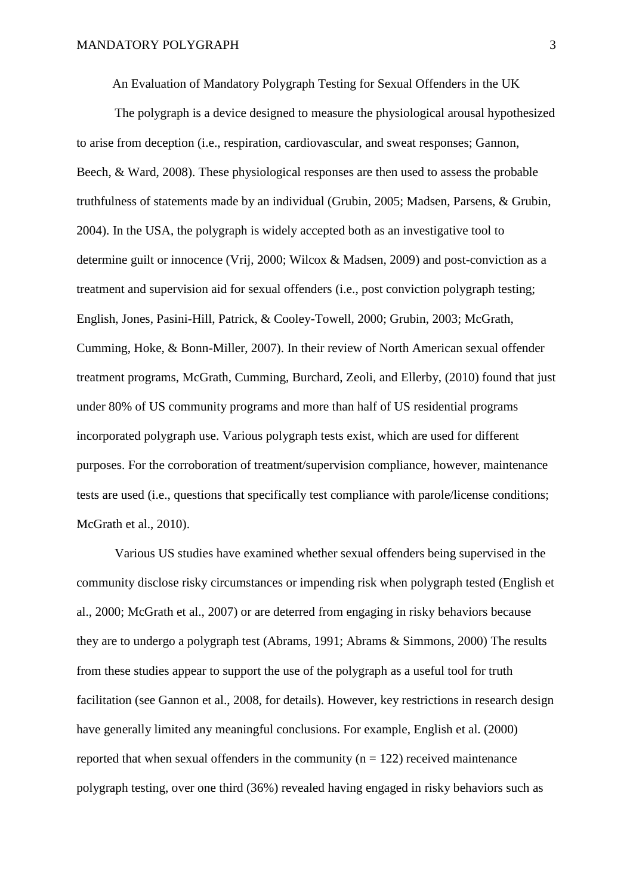# An Evaluation of Mandatory Polygraph Testing for Sexual Offenders in the UK

The polygraph is a device designed to measure the physiological arousal hypothesized to arise from deception (i.e., respiration, cardiovascular, and sweat responses; Gannon, Beech, & Ward, 2008). These physiological responses are then used to assess the probable truthfulness of statements made by an individual (Grubin, 2005; Madsen, Parsens, & Grubin, 2004). In the USA, the polygraph is widely accepted both as an investigative tool to determine guilt or innocence (Vrij, 2000; Wilcox & Madsen, 2009) and post-conviction as a treatment and supervision aid for sexual offenders (i.e., post conviction polygraph testing; English, Jones, Pasini-Hill, Patrick, & Cooley-Towell, 2000; Grubin, 2003; McGrath, Cumming, Hoke, & Bonn-Miller, 2007). In their review of North American sexual offender treatment programs, McGrath, Cumming, Burchard, Zeoli, and Ellerby, (2010) found that just under 80% of US community programs and more than half of US residential programs incorporated polygraph use. Various polygraph tests exist, which are used for different purposes. For the corroboration of treatment/supervision compliance, however, maintenance tests are used (i.e., questions that specifically test compliance with parole/license conditions; McGrath et al., 2010).

Various US studies have examined whether sexual offenders being supervised in the community disclose risky circumstances or impending risk when polygraph tested (English et al., 2000; McGrath et al., 2007) or are deterred from engaging in risky behaviors because they are to undergo a polygraph test (Abrams, 1991; Abrams & Simmons, 2000) The results from these studies appear to support the use of the polygraph as a useful tool for truth facilitation (see Gannon et al., 2008, for details). However, key restrictions in research design have generally limited any meaningful conclusions. For example, English et al. (2000) reported that when sexual offenders in the community (n = 122) received maintenance polygraph testing, over one third (36%) revealed having engaged in risky behaviors such as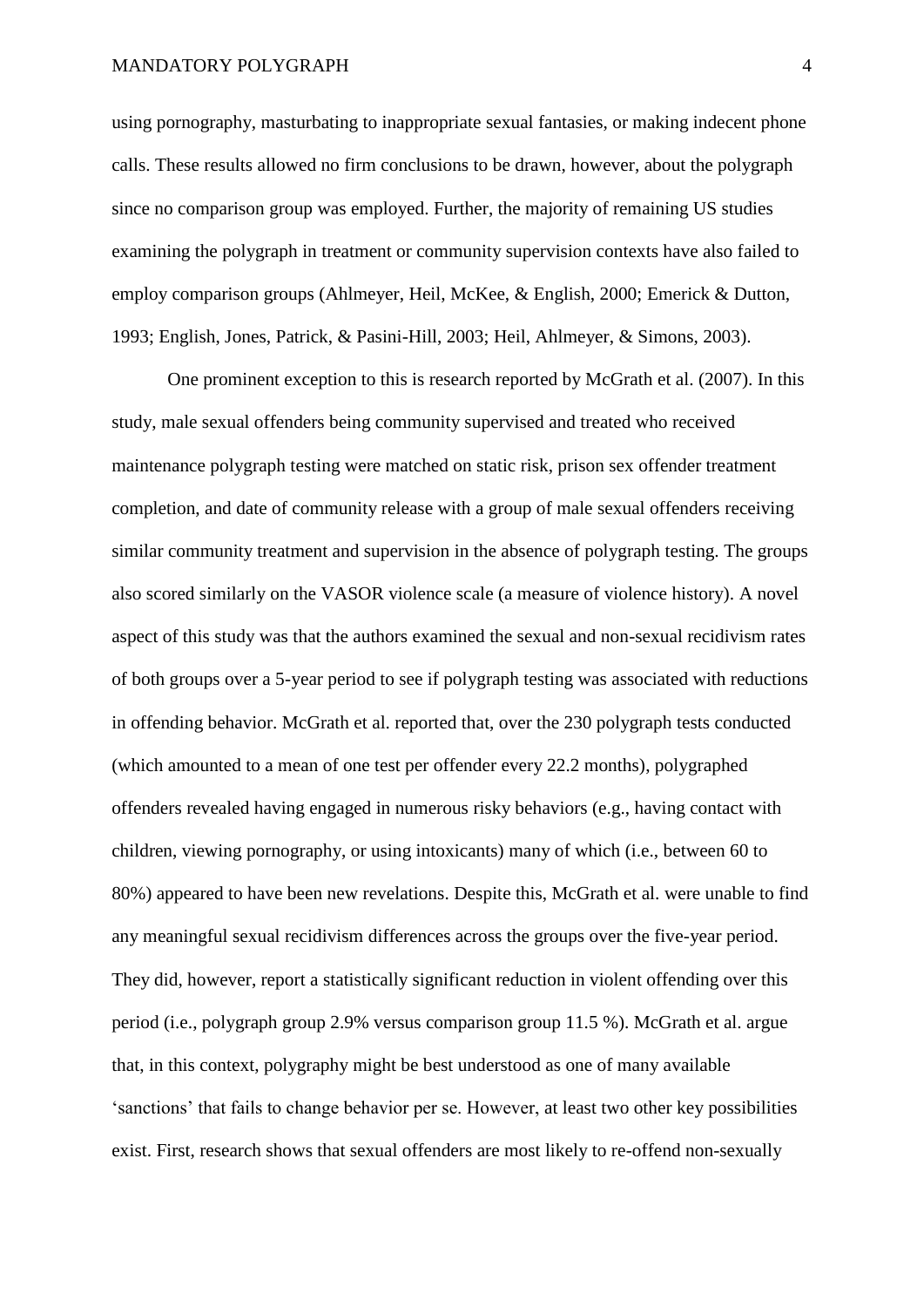using pornography, masturbating to inappropriate sexual fantasies, or making indecent phone calls. These results allowed no firm conclusions to be drawn, however, about the polygraph since no comparison group was employed. Further, the majority of remaining US studies examining the polygraph in treatment or community supervision contexts have also failed to employ comparison groups (Ahlmeyer, Heil, McKee, & English, 2000; Emerick & Dutton, 1993; English, Jones, Patrick, & Pasini-Hill, 2003; Heil, Ahlmeyer, & Simons, 2003).

One prominent exception to this is research reported by McGrath et al. (2007). In this study, male sexual offenders being community supervised and treated who received maintenance polygraph testing were matched on static risk, prison sex offender treatment completion, and date of community release with a group of male sexual offenders receiving similar community treatment and supervision in the absence of polygraph testing. The groups also scored similarly on the VASOR violence scale (a measure of violence history). A novel aspect of this study was that the authors examined the sexual and non-sexual recidivism rates of both groups over a 5-year period to see if polygraph testing was associated with reductions in offending behavior. McGrath et al. reported that, over the 230 polygraph tests conducted (which amounted to a mean of one test per offender every 22.2 months), polygraphed offenders revealed having engaged in numerous risky behaviors (e.g., having contact with children, viewing pornography, or using intoxicants) many of which (i.e., between 60 to 80%) appeared to have been new revelations. Despite this, McGrath et al. were unable to find any meaningful sexual recidivism differences across the groups over the five-year period. They did, however, report a statistically significant reduction in violent offending over this period (i.e., polygraph group 2.9% versus comparison group 11.5 %). McGrath et al. argue that, in this context, polygraphy might be best understood as one of many available 'sanctions' that fails to change behavior per se. However, at least two other key possibilities exist. First, research shows that sexual offenders are most likely to re-offend non-sexually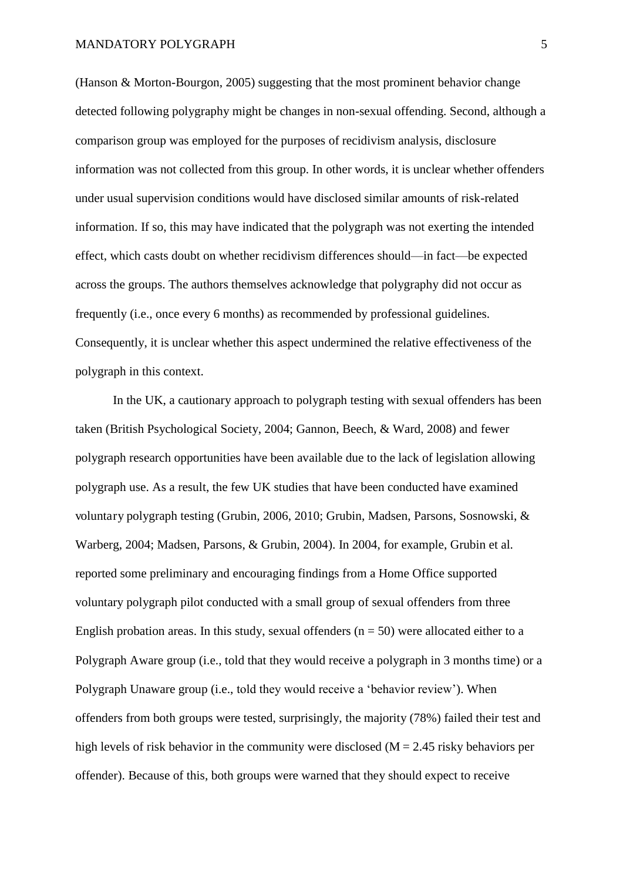(Hanson & Morton-Bourgon, 2005) suggesting that the most prominent behavior change detected following polygraphy might be changes in non-sexual offending. Second, although a comparison group was employed for the purposes of recidivism analysis, disclosure information was not collected from this group. In other words, it is unclear whether offenders under usual supervision conditions would have disclosed similar amounts of risk-related information. If so, this may have indicated that the polygraph was not exerting the intended effect, which casts doubt on whether recidivism differences should—in fact—be expected across the groups. The authors themselves acknowledge that polygraphy did not occur as frequently (i.e., once every 6 months) as recommended by professional guidelines. Consequently, it is unclear whether this aspect undermined the relative effectiveness of the polygraph in this context.

In the UK, a cautionary approach to polygraph testing with sexual offenders has been taken (British Psychological Society, 2004; Gannon, Beech, & Ward, 2008) and fewer polygraph research opportunities have been available due to the lack of legislation allowing polygraph use. As a result, the few UK studies that have been conducted have examined voluntary polygraph testing (Grubin, 2006, 2010; Grubin, Madsen, Parsons, Sosnowski, & Warberg, 2004; Madsen, Parsons, & Grubin, 2004). In 2004, for example, Grubin et al. reported some preliminary and encouraging findings from a Home Office supported voluntary polygraph pilot conducted with a small group of sexual offenders from three English probation areas. In this study, sexual offenders ($n = 50$) were allocated either to a Polygraph Aware group (i.e., told that they would receive a polygraph in 3 months time) or a Polygraph Unaware group (i.e., told they would receive a 'behavior review'). When offenders from both groups were tested, surprisingly, the majority (78%) failed their test and high levels of risk behavior in the community were disclosed ($M = 2.45$ risky behaviors per offender). Because of this, both groups were warned that they should expect to receive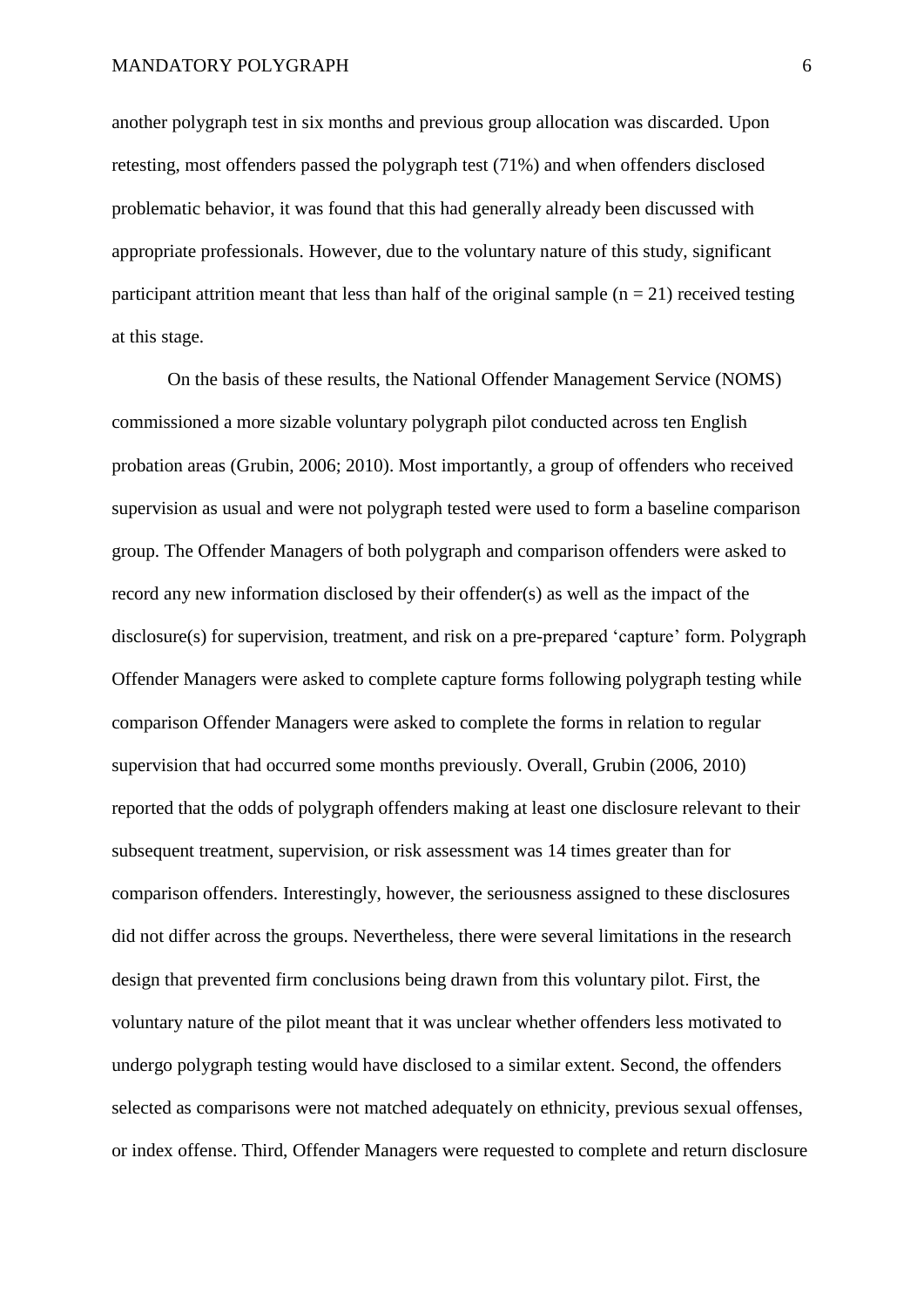another polygraph test in six months and previous group allocation was discarded. Upon retesting, most offenders passed the polygraph test (71%) and when offenders disclosed problematic behavior, it was found that this had generally already been discussed with appropriate professionals. However, due to the voluntary nature of this study, significant participant attrition meant that less than half of the original sample ($n = 21$) received testing at this stage.

On the basis of these results, the National Offender Management Service (NOMS) commissioned a more sizable voluntary polygraph pilot conducted across ten English probation areas (Grubin, 2006; 2010). Most importantly, a group of offenders who received supervision as usual and were not polygraph tested were used to form a baseline comparison group. The Offender Managers of both polygraph and comparison offenders were asked to record any new information disclosed by their offender(s) as well as the impact of the disclosure(s) for supervision, treatment, and risk on a pre-prepared 'capture' form. Polygraph Offender Managers were asked to complete capture forms following polygraph testing while comparison Offender Managers were asked to complete the forms in relation to regular supervision that had occurred some months previously. Overall, Grubin (2006, 2010) reported that the odds of polygraph offenders making at least one disclosure relevant to their subsequent treatment, supervision, or risk assessment was 14 times greater than for comparison offenders. Interestingly, however, the seriousness assigned to these disclosures did not differ across the groups. Nevertheless, there were several limitations in the research design that prevented firm conclusions being drawn from this voluntary pilot. First, the voluntary nature of the pilot meant that it was unclear whether offenders less motivated to undergo polygraph testing would have disclosed to a similar extent. Second, the offenders selected as comparisons were not matched adequately on ethnicity, previous sexual offenses, or index offense. Third, Offender Managers were requested to complete and return disclosure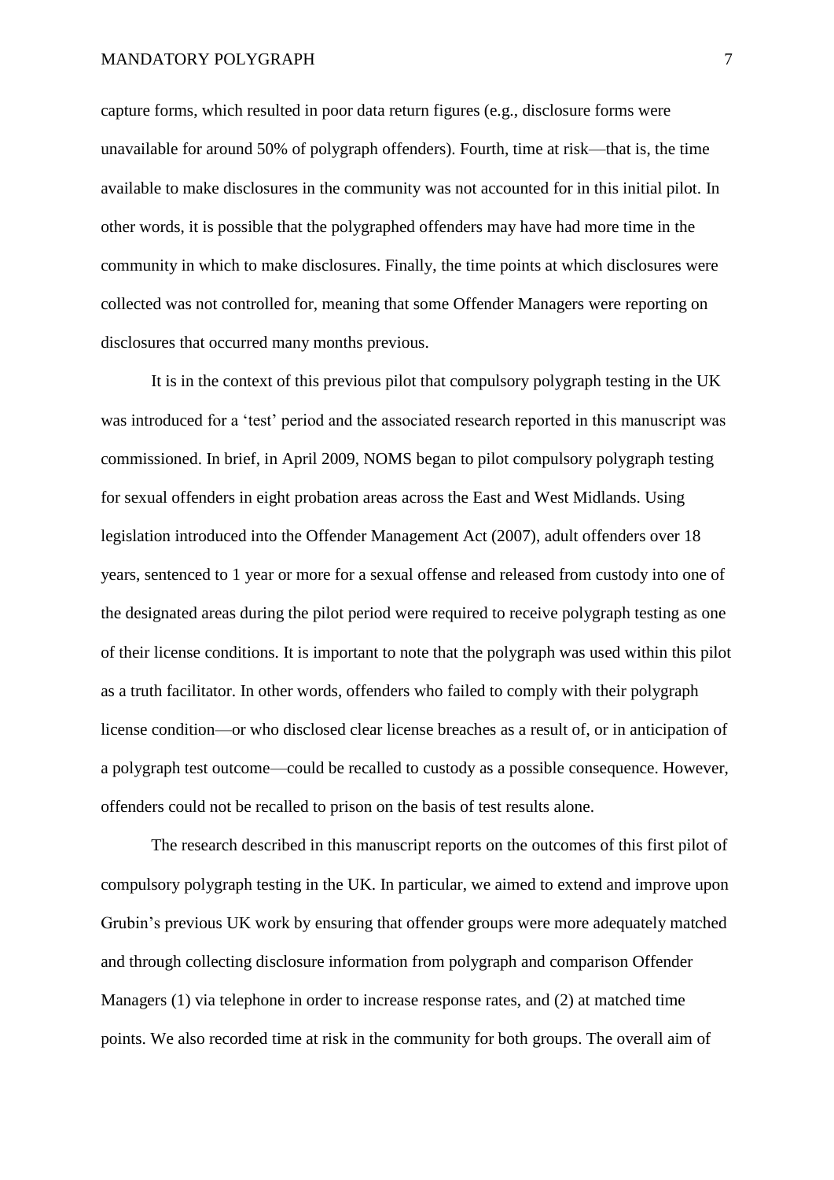capture forms, which resulted in poor data return figures (e.g., disclosure forms were unavailable for around 50% of polygraph offenders). Fourth, time at risk—that is, the time available to make disclosures in the community was not accounted for in this initial pilot. In other words, it is possible that the polygraphed offenders may have had more time in the community in which to make disclosures. Finally, the time points at which disclosures were collected was not controlled for, meaning that some Offender Managers were reporting on disclosures that occurred many months previous.

It is in the context of this previous pilot that compulsory polygraph testing in the UK was introduced for a 'test' period and the associated research reported in this manuscript was commissioned. In brief, in April 2009, NOMS began to pilot compulsory polygraph testing for sexual offenders in eight probation areas across the East and West Midlands. Using legislation introduced into the Offender Management Act (2007), adult offenders over 18 years, sentenced to 1 year or more for a sexual offense and released from custody into one of the designated areas during the pilot period were required to receive polygraph testing as one of their license conditions. It is important to note that the polygraph was used within this pilot as a truth facilitator. In other words, offenders who failed to comply with their polygraph license condition—or who disclosed clear license breaches as a result of, or in anticipation of a polygraph test outcome—could be recalled to custody as a possible consequence. However, offenders could not be recalled to prison on the basis of test results alone.

The research described in this manuscript reports on the outcomes of this first pilot of compulsory polygraph testing in the UK. In particular, we aimed to extend and improve upon Grubin's previous UK work by ensuring that offender groups were more adequately matched and through collecting disclosure information from polygraph and comparison Offender Managers (1) via telephone in order to increase response rates, and (2) at matched time points. We also recorded time at risk in the community for both groups. The overall aim of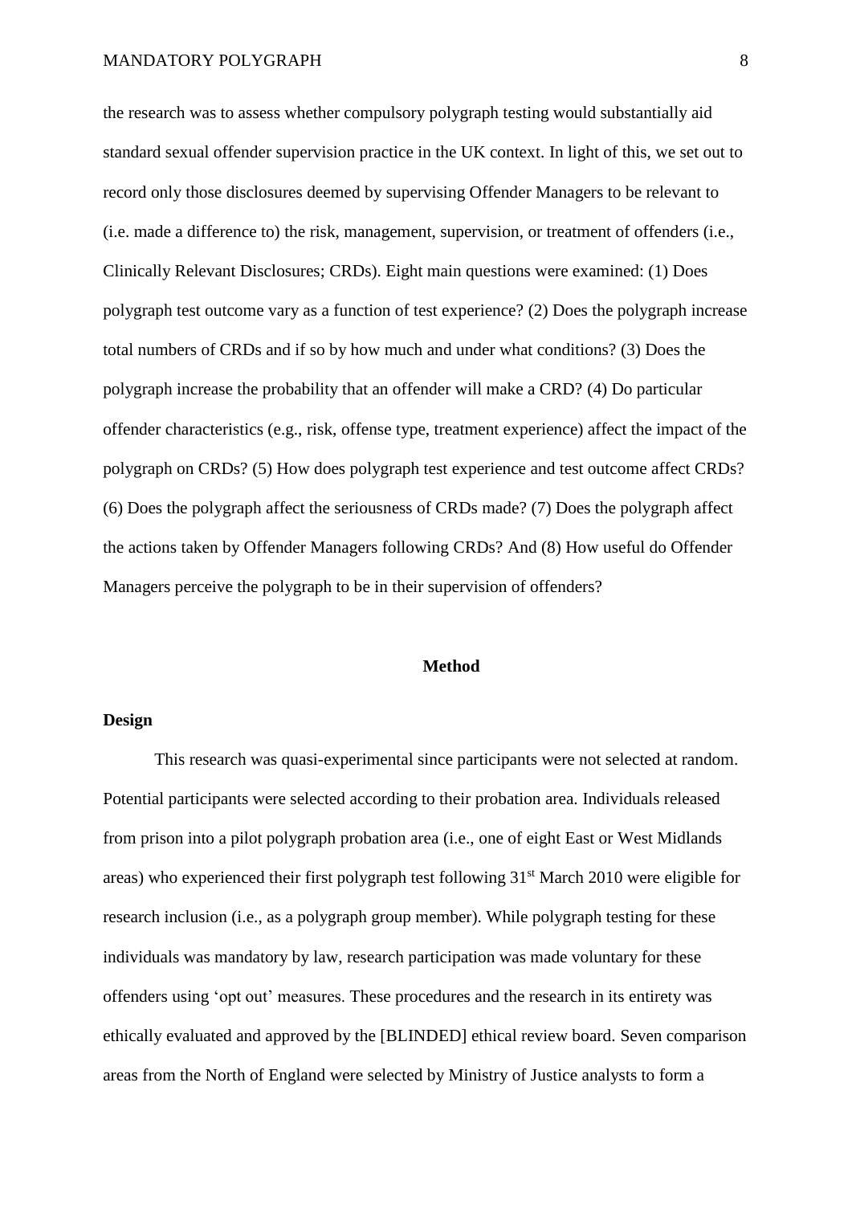the research was to assess whether compulsory polygraph testing would substantially aid standard sexual offender supervision practice in the UK context. In light of this, we set out to record only those disclosures deemed by supervising Offender Managers to be relevant to (i.e. made a difference to) the risk, management, supervision, or treatment of offenders (i.e., Clinically Relevant Disclosures; CRDs). Eight main questions were examined: (1) Does polygraph test outcome vary as a function of test experience? (2) Does the polygraph increase total numbers of CRDs and if so by how much and under what conditions? (3) Does the polygraph increase the probability that an offender will make a CRD? (4) Do particular offender characteristics (e.g., risk, offense type, treatment experience) affect the impact of the polygraph on CRDs? (5) How does polygraph test experience and test outcome affect CRDs? (6) Does the polygraph affect the seriousness of CRDs made? (7) Does the polygraph affect the actions taken by Offender Managers following CRDs? And (8) How useful do Offender Managers perceive the polygraph to be in their supervision of offenders?

## Method

### Design

This research was quasi-experimental since participants were not selected at random. Potential participants were selected according to their probation area. Individuals released from prison into a pilot polygraph probation area (i.e., one of eight East or West Midlands areas) who experienced their first polygraph test following 31st March 2010 were eligible for research inclusion (i.e., as a polygraph group member). While polygraph testing for these individuals was mandatory by law, research participation was made voluntary for these offenders using 'opt out' measures. These procedures and the research in its entirety was ethically evaluated and approved by the [BLINDED] ethical review board. Seven comparison areas from the North of England were selected by Ministry of Justice analysts to form a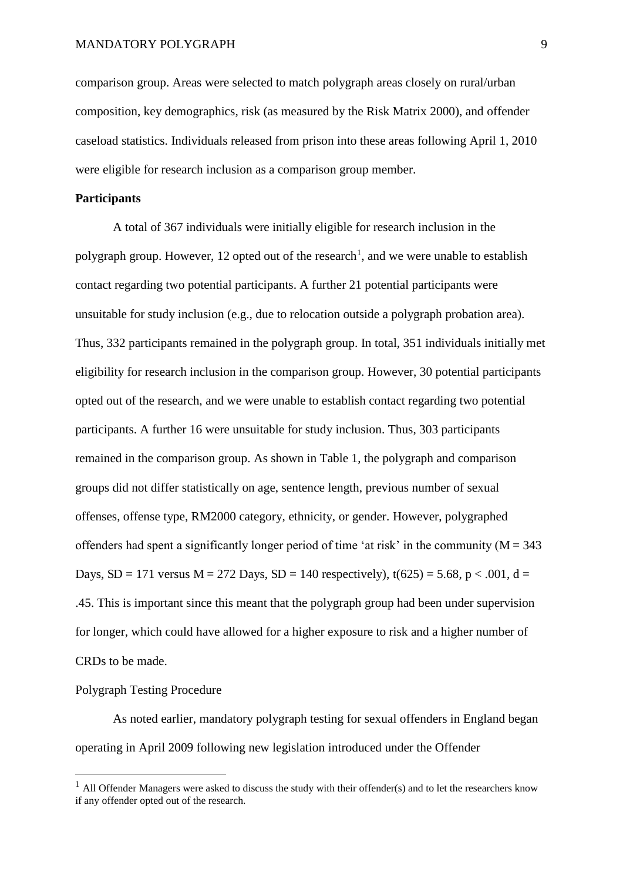comparison group. Areas were selected to match polygraph areas closely on rural/urban composition, key demographics, risk (as measured by the Risk Matrix 2000), and offender caseload statistics. Individuals released from prison into these areas following April 1, 2010 were eligible for research inclusion as a comparison group member.

**Participants**

A total of 367 individuals were initially eligible for research inclusion in the polygraph group. However, 12 opted out of the research[1], and we were unable to establish contact regarding two potential participants. A further 21 potential participants were unsuitable for study inclusion (e.g., due to relocation outside a polygraph probation area). Thus, 332 participants remained in the polygraph group. In total, 351 individuals initially met eligibility for research inclusion in the comparison group. However, 30 potential participants opted out of the research, and we were unable to establish contact regarding two potential participants. A further 16 were unsuitable for study inclusion. Thus, 303 participants remained in the comparison group. As shown in Table 1, the polygraph and comparison groups did not differ statistically on age, sentence length, previous number of sexual offenses, offense type, RM2000 category, ethnicity, or gender. However, polygraphed offenders had spent a significantly longer period of time 'at risk' in the community ($M = 343$ Days, $SD = 171$ versus $M = 272$ Days, $SD = 140$ respectively), $t(625) = 5.68$, $p < .001$, $d = .45$. This is important since this meant that the polygraph group had been under supervision for longer, which could have allowed for a higher exposure to risk and a higher number of CRDs to be made.

Polygraph Testing Procedure

As noted earlier, mandatory polygraph testing for sexual offenders in England began operating in April 2009 following new legislation introduced under the Offender

[1] All Offender Managers were asked to discuss the study with their offender(s) and to let the researchers know if any offender opted out of the research.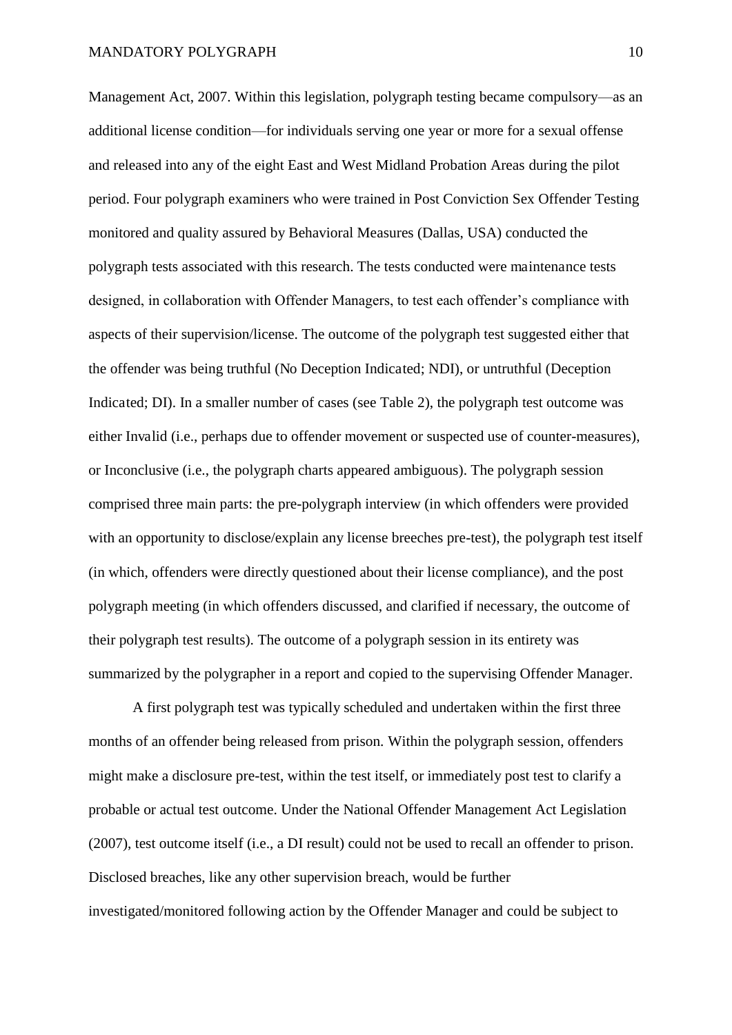Management Act, 2007. Within this legislation, polygraph testing became compulsory—as an additional license condition—for individuals serving one year or more for a sexual offense and released into any of the eight East and West Midland Probation Areas during the pilot period. Four polygraph examiners who were trained in Post Conviction Sex Offender Testing monitored and quality assured by Behavioral Measures (Dallas, USA) conducted the polygraph tests associated with this research. The tests conducted were maintenance tests designed, in collaboration with Offender Managers, to test each offender's compliance with aspects of their supervision/license. The outcome of the polygraph test suggested either that the offender was being truthful (No Deception Indicated; NDI), or untruthful (Deception Indicated; DI). In a smaller number of cases (see Table 2), the polygraph test outcome was either Invalid (i.e., perhaps due to offender movement or suspected use of counter-measures), or Inconclusive (i.e., the polygraph charts appeared ambiguous). The polygraph session comprised three main parts: the pre-polygraph interview (in which offenders were provided with an opportunity to disclose/explain any license breeches pre-test), the polygraph test itself (in which, offenders were directly questioned about their license compliance), and the post polygraph meeting (in which offenders discussed, and clarified if necessary, the outcome of their polygraph test results). The outcome of a polygraph session in its entirety was summarized by the polygrapher in a report and copied to the supervising Offender Manager.

A first polygraph test was typically scheduled and undertaken within the first three months of an offender being released from prison. Within the polygraph session, offenders might make a disclosure pre-test, within the test itself, or immediately post test to clarify a probable or actual test outcome. Under the National Offender Management Act Legislation (2007), test outcome itself (i.e., a DI result) could not be used to recall an offender to prison. Disclosed breaches, like any other supervision breach, would be further investigated/monitored following action by the Offender Manager and could be subject to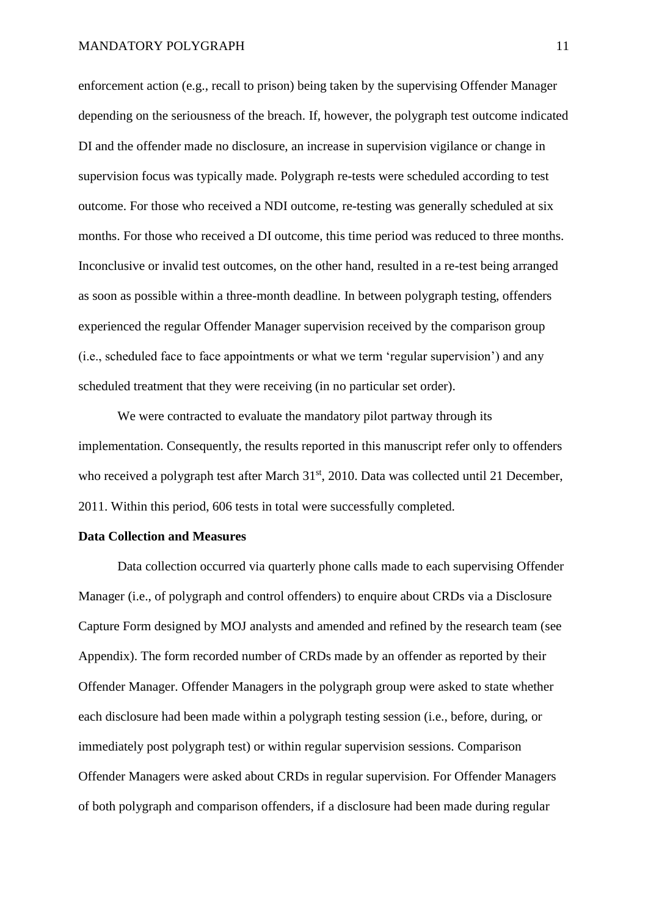enforcement action (e.g., recall to prison) being taken by the supervising Offender Manager depending on the seriousness of the breach. If, however, the polygraph test outcome indicated DI and the offender made no disclosure, an increase in supervision vigilance or change in supervision focus was typically made. Polygraph re-tests were scheduled according to test outcome. For those who received a NDI outcome, re-testing was generally scheduled at six months. For those who received a DI outcome, this time period was reduced to three months. Inconclusive or invalid test outcomes, on the other hand, resulted in a re-test being arranged as soon as possible within a three-month deadline. In between polygraph testing, offenders experienced the regular Offender Manager supervision received by the comparison group (i.e., scheduled face to face appointments or what we term 'regular supervision') and any scheduled treatment that they were receiving (in no particular set order).

We were contracted to evaluate the mandatory pilot partway through its implementation. Consequently, the results reported in this manuscript refer only to offenders who received a polygraph test after March 31st, 2010. Data was collected until 21 December, 2011. Within this period, 606 tests in total were successfully completed.

**Data Collection and Measures**

Data collection occurred via quarterly phone calls made to each supervising Offender Manager (i.e., of polygraph and control offenders) to enquire about CRDs via a Disclosure Capture Form designed by MOJ analysts and amended and refined by the research team (see Appendix). The form recorded number of CRDs made by an offender as reported by their Offender Manager. Offender Managers in the polygraph group were asked to state whether each disclosure had been made within a polygraph testing session (i.e., before, during, or immediately post polygraph test) or within regular supervision sessions. Comparison Offender Managers were asked about CRDs in regular supervision. For Offender Managers of both polygraph and comparison offenders, if a disclosure had been made during regular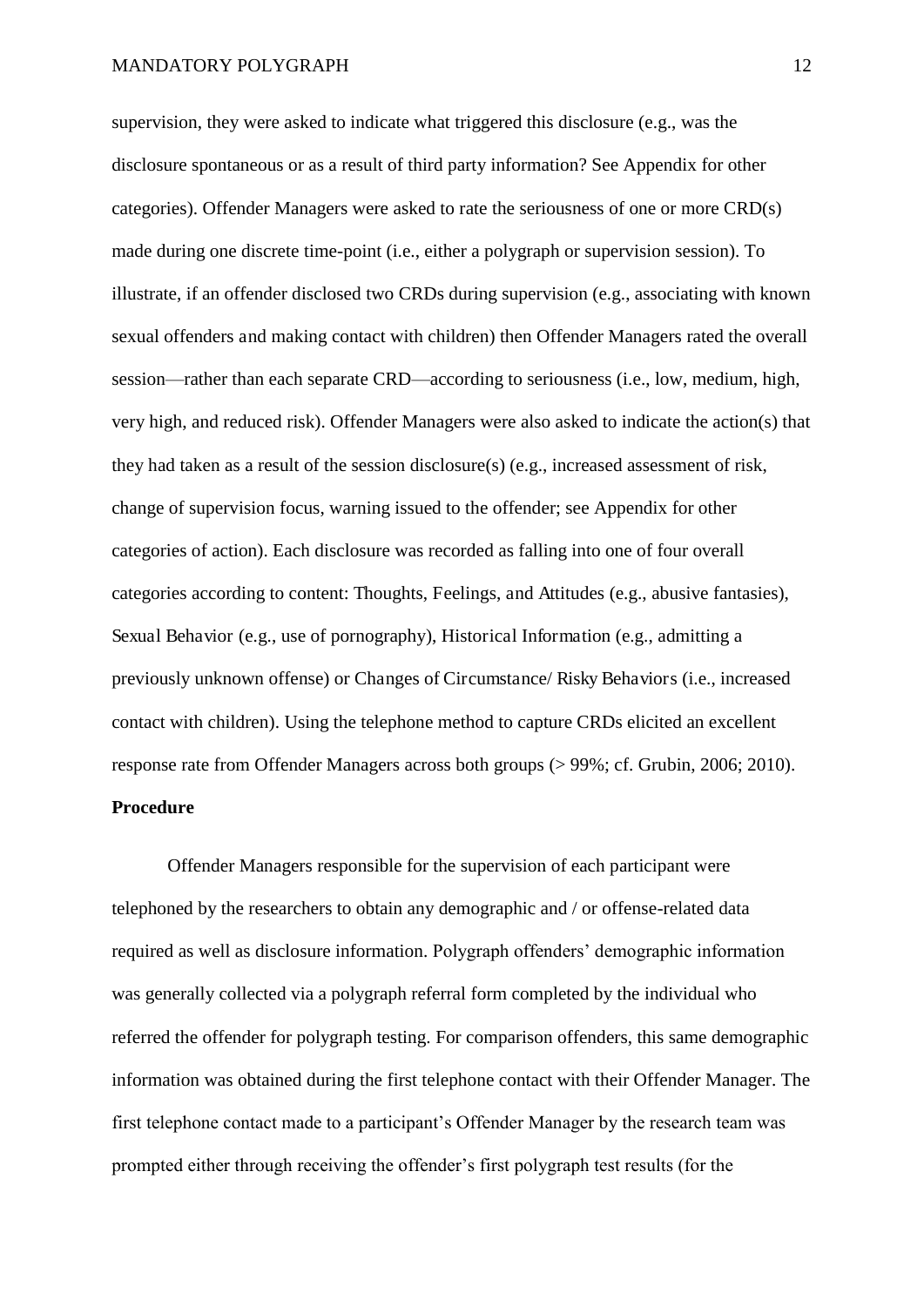supervision, they were asked to indicate what triggered this disclosure (e.g., was the disclosure spontaneous or as a result of third party information? See Appendix for other categories). Offender Managers were asked to rate the seriousness of one or more CRD(s) made during one discrete time-point (i.e., either a polygraph or supervision session). To illustrate, if an offender disclosed two CRDs during supervision (e.g., associating with known sexual offenders and making contact with children) then Offender Managers rated the overall session—rather than each separate CRD—according to seriousness (i.e., low, medium, high, very high, and reduced risk). Offender Managers were also asked to indicate the action(s) that they had taken as a result of the session disclosure(s) (e.g., increased assessment of risk, change of supervision focus, warning issued to the offender; see Appendix for other categories of action). Each disclosure was recorded as falling into one of four overall categories according to content: Thoughts, Feelings, and Attitudes (e.g., abusive fantasies), Sexual Behavior (e.g., use of pornography), Historical Information (e.g., admitting a previously unknown offense) or Changes of Circumstance/ Risky Behaviors (i.e., increased contact with children). Using the telephone method to capture CRDs elicited an excellent response rate from Offender Managers across both groups (> 99%; cf. Grubin, 2006; 2010).

**Procedure**

Offender Managers responsible for the supervision of each participant were telephoned by the researchers to obtain any demographic and / or offense-related data required as well as disclosure information. Polygraph offenders' demographic information was generally collected via a polygraph referral form completed by the individual who referred the offender for polygraph testing. For comparison offenders, this same demographic information was obtained during the first telephone contact with their Offender Manager. The first telephone contact made to a participant's Offender Manager by the research team was prompted either through receiving the offender's first polygraph test results (for the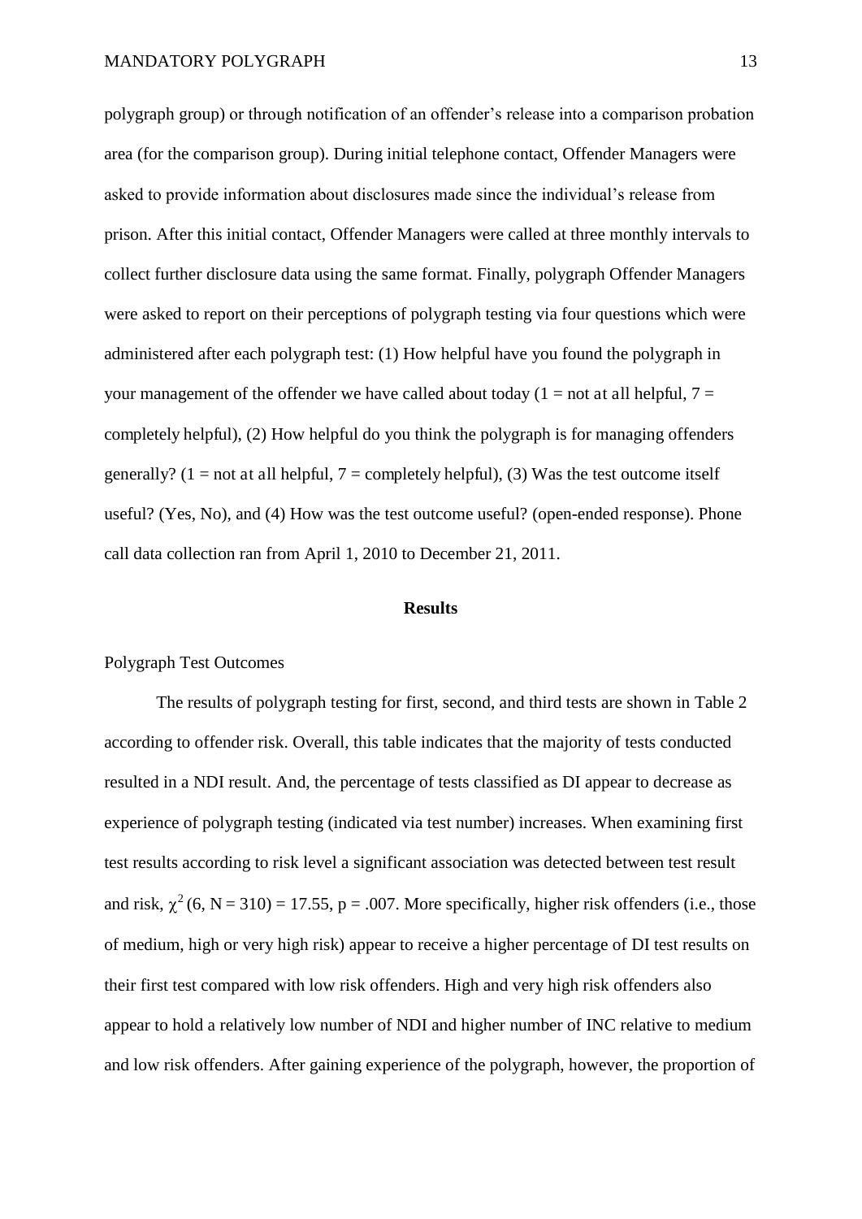polygraph group) or through notification of an offender's release into a comparison probation area (for the comparison group). During initial telephone contact, Offender Managers were asked to provide information about disclosures made since the individual's release from prison. After this initial contact, Offender Managers were called at three monthly intervals to collect further disclosure data using the same format. Finally, polygraph Offender Managers were asked to report on their perceptions of polygraph testing via four questions which were administered after each polygraph test: (1) How helpful have you found the polygraph in your management of the offender we have called about today (1 = not at all helpful, 7 = completely helpful), (2) How helpful do you think the polygraph is for managing offenders generally? (1 = not at all helpful, 7 = completely helpful), (3) Was the test outcome itself useful? (Yes, No), and (4) How was the test outcome useful? (open-ended response). Phone call data collection ran from April 1, 2010 to December 21, 2011.

## Results

### Polygraph Test Outcomes

The results of polygraph testing for first, second, and third tests are shown in Table 2 according to offender risk. Overall, this table indicates that the majority of tests conducted resulted in a NDI result. And, the percentage of tests classified as DI appear to decrease as experience of polygraph testing (indicated via test number) increases. When examining first test results according to risk level a significant association was detected between test result and risk, $\chi^2$ (6, N = 310) = 17.55, p = .007. More specifically, higher risk offenders (i.e., those of medium, high or very high risk) appear to receive a higher percentage of DI test results on their first test compared with low risk offenders. High and very high risk offenders also appear to hold a relatively low number of NDI and higher number of INC relative to medium and low risk offenders. After gaining experience of the polygraph, however, the proportion of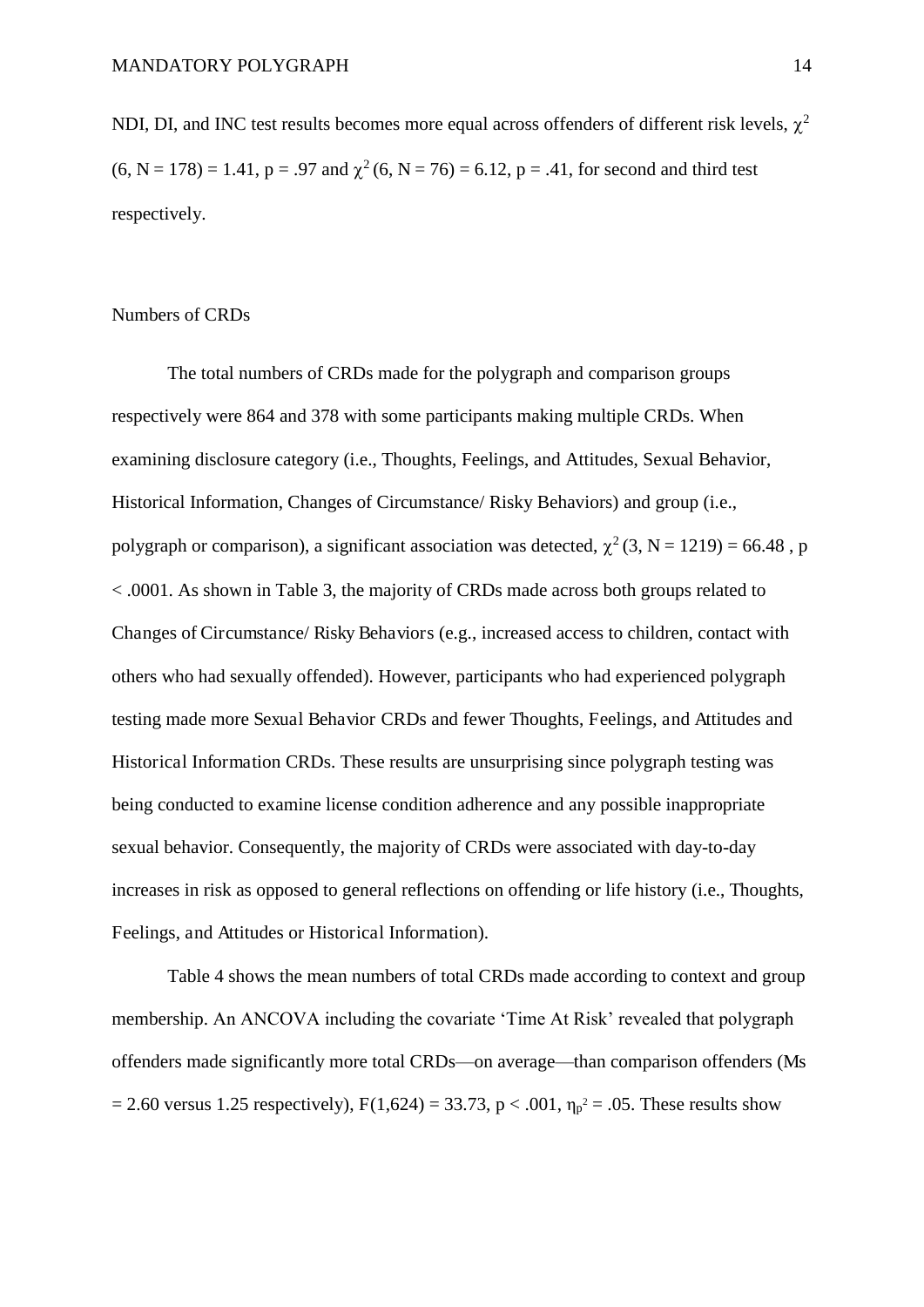NDI, DI, and INC test results becomes more equal across offenders of different risk levels, $\chi^2$ (6, N = 178) = 1.41, p = .97 and $\chi^2$ (6, N = 76) = 6.12, p = .41, for second and third test respectively.

## Numbers of CRDs

The total numbers of CRDs made for the polygraph and comparison groups respectively were 864 and 378 with some participants making multiple CRDs. When examining disclosure category (i.e., Thoughts, Feelings, and Attitudes, Sexual Behavior, Historical Information, Changes of Circumstance/ Risky Behaviors) and group (i.e., polygraph or comparison), a significant association was detected, $\chi^2$ (3, N = 1219) = 66.48 , p < .0001. As shown in Table 3, the majority of CRDs made across both groups related to Changes of Circumstance/ Risky Behaviors (e.g., increased access to children, contact with others who had sexually offended). However, participants who had experienced polygraph testing made more Sexual Behavior CRDs and fewer Thoughts, Feelings, and Attitudes and Historical Information CRDs. These results are unsurprising since polygraph testing was being conducted to examine license condition adherence and any possible inappropriate sexual behavior. Consequently, the majority of CRDs were associated with day-to-day increases in risk as opposed to general reflections on offending or life history (i.e., Thoughts, Feelings, and Attitudes or Historical Information).

Table 4 shows the mean numbers of total CRDs made according to context and group membership. An ANCOVA including the covariate 'Time At Risk' revealed that polygraph offenders made significantly more total CRDs—on average—than comparison offenders (Ms = 2.60 versus 1.25 respectively), F(1,624) = 33.73, p < .001, $\eta_p^2$ = .05. These results show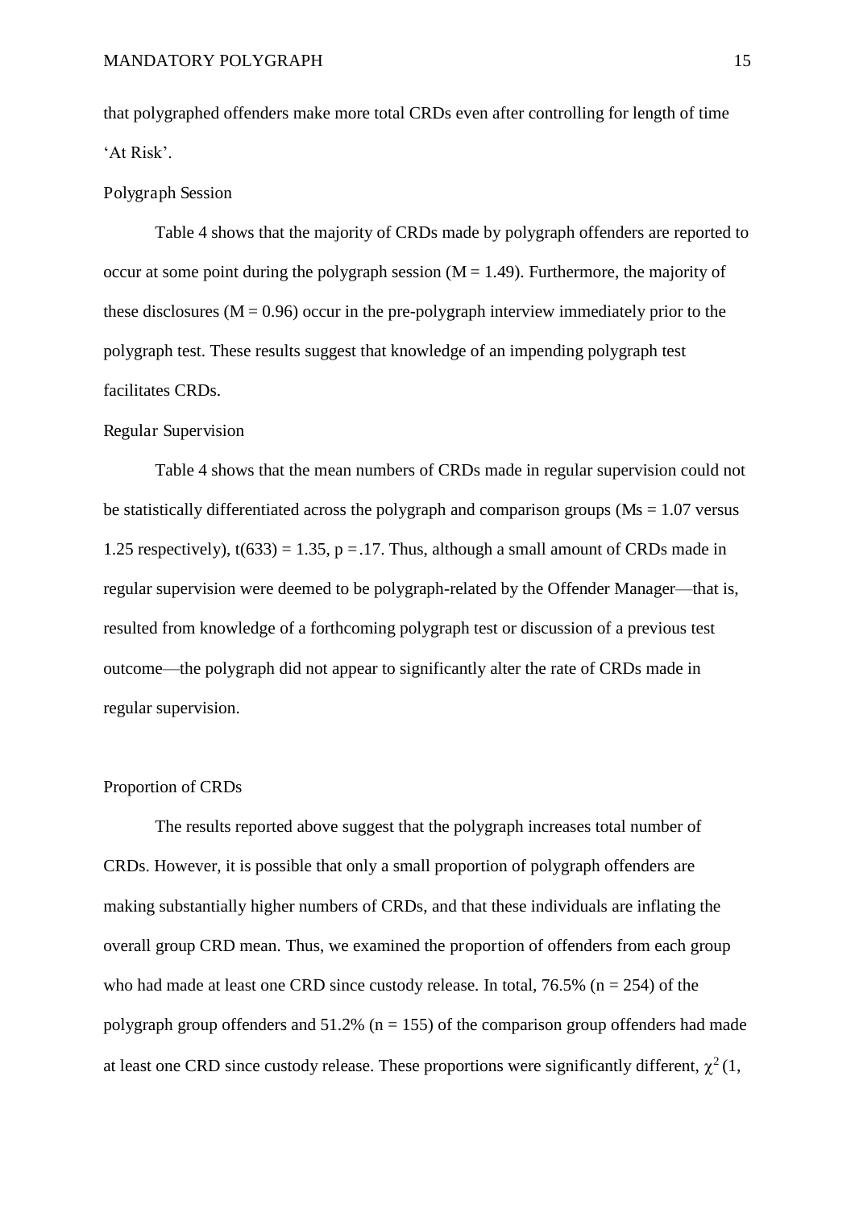that polygraphed offenders make more total CRDs even after controlling for length of time 'At Risk'.

### Polygraph Session

Table 4 shows that the majority of CRDs made by polygraph offenders are reported to occur at some point during the polygraph session (M = 1.49). Furthermore, the majority of these disclosures (M = 0.96) occur in the pre-polygraph interview immediately prior to the polygraph test. These results suggest that knowledge of an impending polygraph test facilitates CRDs.

### Regular Supervision

Table 4 shows that the mean numbers of CRDs made in regular supervision could not be statistically differentiated across the polygraph and comparison groups (Ms = 1.07 versus 1.25 respectively), $t(633) = 1.35$, $p = .17$. Thus, although a small amount of CRDs made in regular supervision were deemed to be polygraph-related by the Offender Manager—that is, resulted from knowledge of a forthcoming polygraph test or discussion of a previous test outcome—the polygraph did not appear to significantly alter the rate of CRDs made in regular supervision.

### Proportion of CRDs

The results reported above suggest that the polygraph increases total number of CRDs. However, it is possible that only a small proportion of polygraph offenders are making substantially higher numbers of CRDs, and that these individuals are inflating the overall group CRD mean. Thus, we examined the proportion of offenders from each group who had made at least one CRD since custody release. In total, 76.5% (n = 254) of the polygraph group offenders and 51.2% (n = 155) of the comparison group offenders had made at least one CRD since custody release. These proportions were significantly different, $\chi^2$ (1,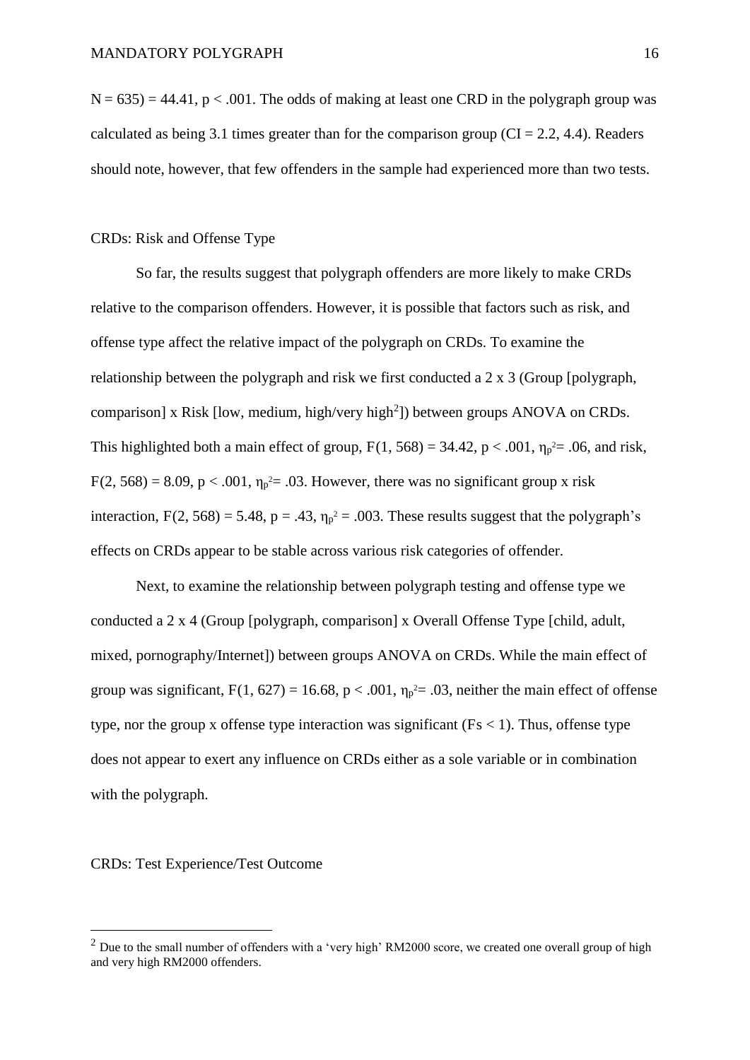$N = 635) = 44.41$, $p < .001$. The odds of making at least one CRD in the polygraph group was calculated as being 3.1 times greater than for the comparison group (CI = 2.2, 4.4). Readers should note, however, that few offenders in the sample had experienced more than two tests.

## CRDs: Risk and Offense Type

So far, the results suggest that polygraph offenders are more likely to make CRDs relative to the comparison offenders. However, it is possible that factors such as risk, and offense type affect the relative impact of the polygraph on CRDs. To examine the relationship between the polygraph and risk we first conducted a 2 x 3 (Group [polygraph, comparison] x Risk [low, medium, high/very high[2]]) between groups ANOVA on CRDs. This highlighted both a main effect of group, $F(1, 568) = 34.42$, $p < .001$, $\eta_p^2 = .06$, and risk, $F(2, 568) = 8.09$, $p < .001$, $\eta_p^2 = .03$. However, there was no significant group x risk interaction, $F(2, 568) = 5.48$, $p = .43$, $\eta_p^2 = .003$. These results suggest that the polygraph's effects on CRDs appear to be stable across various risk categories of offender.

Next, to examine the relationship between polygraph testing and offense type we conducted a 2 x 4 (Group [polygraph, comparison] x Overall Offense Type [child, adult, mixed, pornography/Internet]) between groups ANOVA on CRDs. While the main effect of group was significant, $F(1, 627) = 16.68$, $p < .001$, $\eta_p^2 = .03$, neither the main effect of offense type, nor the group x offense type interaction was significant ($Fs < 1$). Thus, offense type does not appear to exert any influence on CRDs either as a sole variable or in combination with the polygraph.

## CRDs: Test Experience/Test Outcome

[2] Due to the small number of offenders with a 'very high' RM2000 score, we created one overall group of high and very high RM2000 offenders.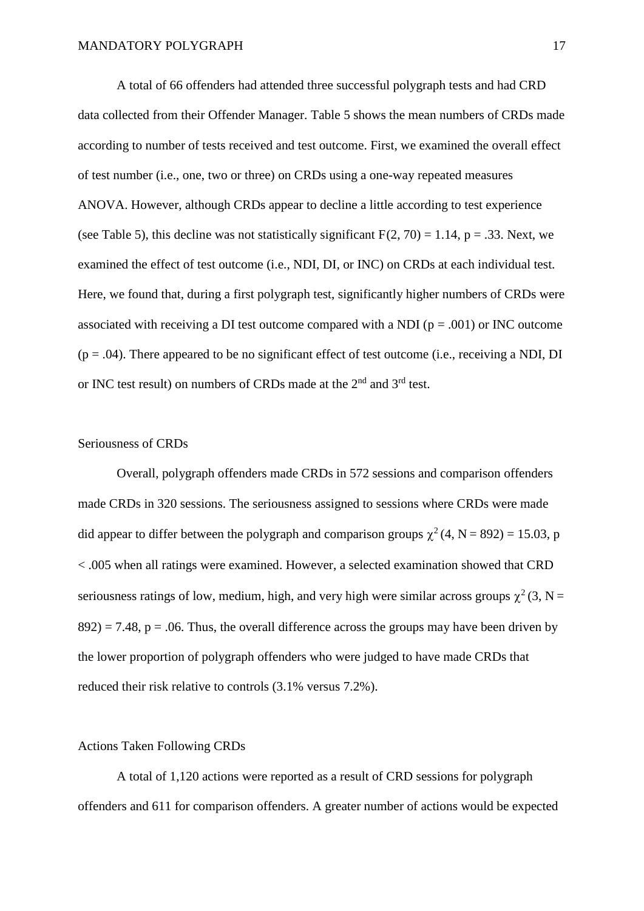A total of 66 offenders had attended three successful polygraph tests and had CRD data collected from their Offender Manager. Table 5 shows the mean numbers of CRDs made according to number of tests received and test outcome. First, we examined the overall effect of test number (i.e., one, two or three) on CRDs using a one-way repeated measures ANOVA. However, although CRDs appear to decline a little according to test experience (see Table 5), this decline was not statistically significant $F(2, 70) = 1.14$, $p = .33$. Next, we examined the effect of test outcome (i.e., NDI, DI, or INC) on CRDs at each individual test. Here, we found that, during a first polygraph test, significantly higher numbers of CRDs were associated with receiving a DI test outcome compared with a NDI ($p = .001$) or INC outcome ($p = .04$). There appeared to be no significant effect of test outcome (i.e., receiving a NDI, DI or INC test result) on numbers of CRDs made at the 2nd and 3rd test.

## Seriousness of CRDs

Overall, polygraph offenders made CRDs in 572 sessions and comparison offenders made CRDs in 320 sessions. The seriousness assigned to sessions where CRDs were made did appear to differ between the polygraph and comparison groups $\chi^2 (4, N = 892) = 15.03$, $p < .005$ when all ratings were examined. However, a selected examination showed that CRD seriousness ratings of low, medium, high, and very high were similar across groups $\chi^2 (3, N = 892) = 7.48$, $p = .06$. Thus, the overall difference across the groups may have been driven by the lower proportion of polygraph offenders who were judged to have made CRDs that reduced their risk relative to controls (3.1% versus 7.2%).

## Actions Taken Following CRDs

A total of 1,120 actions were reported as a result of CRD sessions for polygraph offenders and 611 for comparison offenders. A greater number of actions would be expected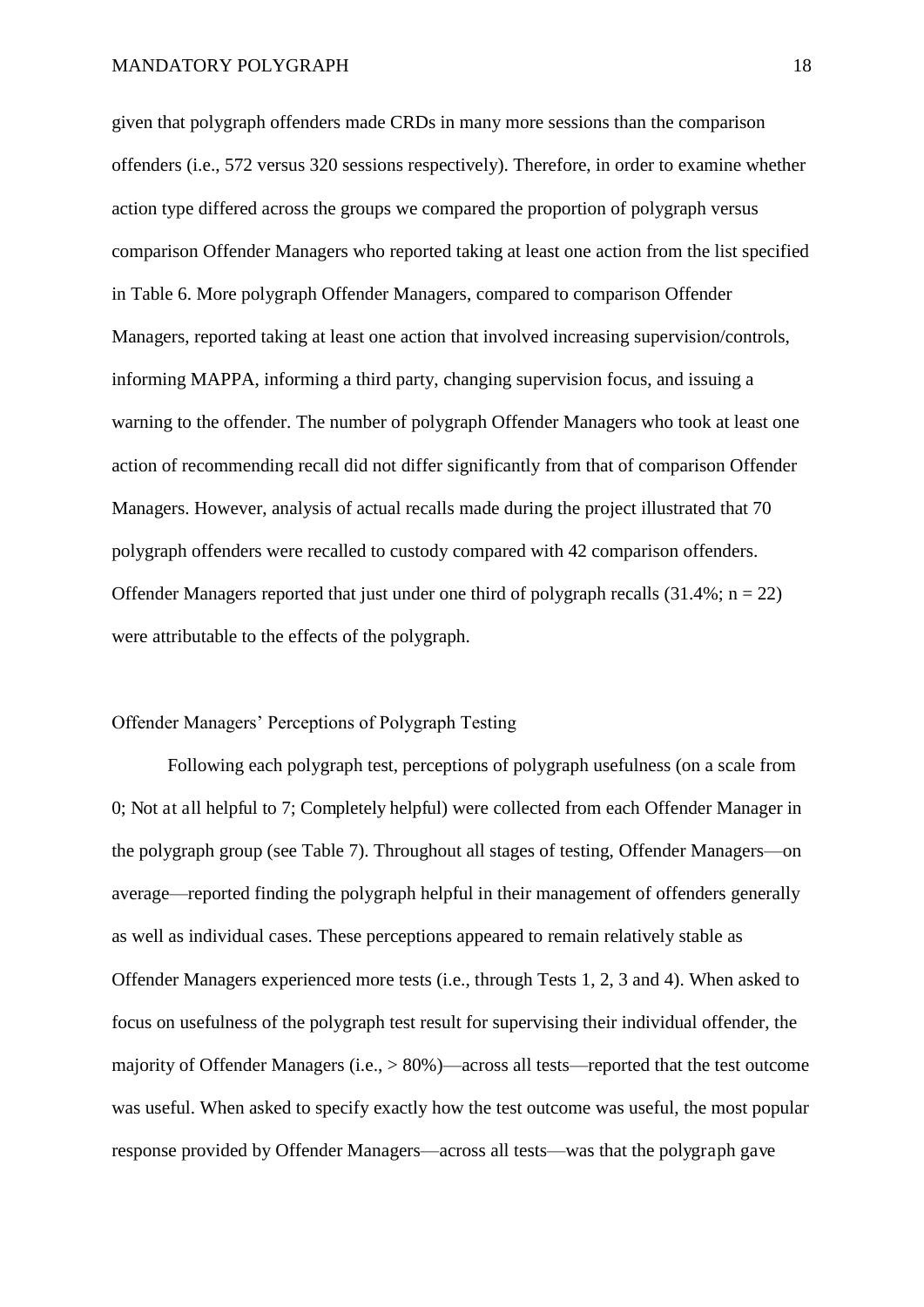given that polygraph offenders made CRDs in many more sessions than the comparison offenders (i.e., 572 versus 320 sessions respectively). Therefore, in order to examine whether action type differed across the groups we compared the proportion of polygraph versus comparison Offender Managers who reported taking at least one action from the list specified in Table 6. More polygraph Offender Managers, compared to comparison Offender Managers, reported taking at least one action that involved increasing supervision/controls, informing MAPPA, informing a third party, changing supervision focus, and issuing a warning to the offender. The number of polygraph Offender Managers who took at least one action of recommending recall did not differ significantly from that of comparison Offender Managers. However, analysis of actual recalls made during the project illustrated that 70 polygraph offenders were recalled to custody compared with 42 comparison offenders. Offender Managers reported that just under one third of polygraph recalls (31.4%; $n = 22$) were attributable to the effects of the polygraph.

## Offender Managers' Perceptions of Polygraph Testing

Following each polygraph test, perceptions of polygraph usefulness (on a scale from 0; Not at all helpful to 7; Completely helpful) were collected from each Offender Manager in the polygraph group (see Table 7). Throughout all stages of testing, Offender Managers—on average—reported finding the polygraph helpful in their management of offenders generally as well as individual cases. These perceptions appeared to remain relatively stable as Offender Managers experienced more tests (i.e., through Tests 1, 2, 3 and 4). When asked to focus on usefulness of the polygraph test result for supervising their individual offender, the majority of Offender Managers (i.e., > 80%)—across all tests—reported that the test outcome was useful. When asked to specify exactly how the test outcome was useful, the most popular response provided by Offender Managers—across all tests—was that the polygraph gave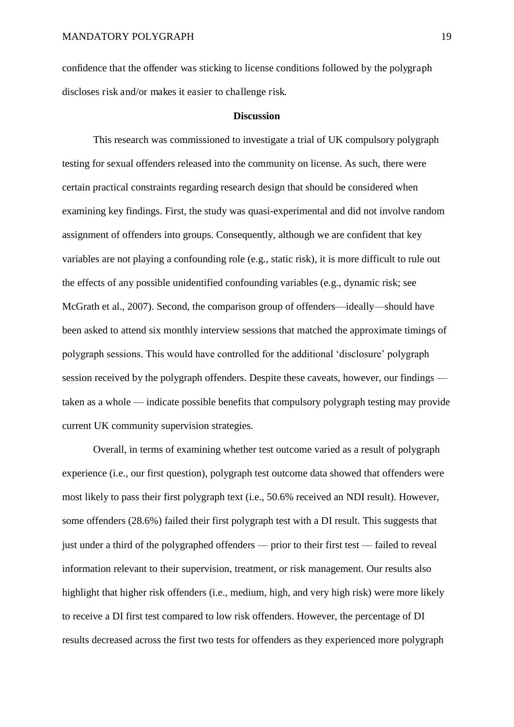confidence that the offender was sticking to license conditions followed by the polygraph discloses risk and/or makes it easier to challenge risk.

## Discussion

This research was commissioned to investigate a trial of UK compulsory polygraph testing for sexual offenders released into the community on license. As such, there were certain practical constraints regarding research design that should be considered when examining key findings. First, the study was quasi-experimental and did not involve random assignment of offenders into groups. Consequently, although we are confident that key variables are not playing a confounding role (e.g., static risk), it is more difficult to rule out the effects of any possible unidentified confounding variables (e.g., dynamic risk; see McGrath et al., 2007). Second, the comparison group of offenders—ideally—should have been asked to attend six monthly interview sessions that matched the approximate timings of polygraph sessions. This would have controlled for the additional 'disclosure' polygraph session received by the polygraph offenders. Despite these caveats, however, our findings — taken as a whole — indicate possible benefits that compulsory polygraph testing may provide current UK community supervision strategies.

Overall, in terms of examining whether test outcome varied as a result of polygraph experience (i.e., our first question), polygraph test outcome data showed that offenders were most likely to pass their first polygraph text (i.e., 50.6% received an NDI result). However, some offenders (28.6%) failed their first polygraph test with a DI result. This suggests that just under a third of the polygraphed offenders — prior to their first test — failed to reveal information relevant to their supervision, treatment, or risk management. Our results also highlight that higher risk offenders (i.e., medium, high, and very high risk) were more likely to receive a DI first test compared to low risk offenders. However, the percentage of DI results decreased across the first two tests for offenders as they experienced more polygraph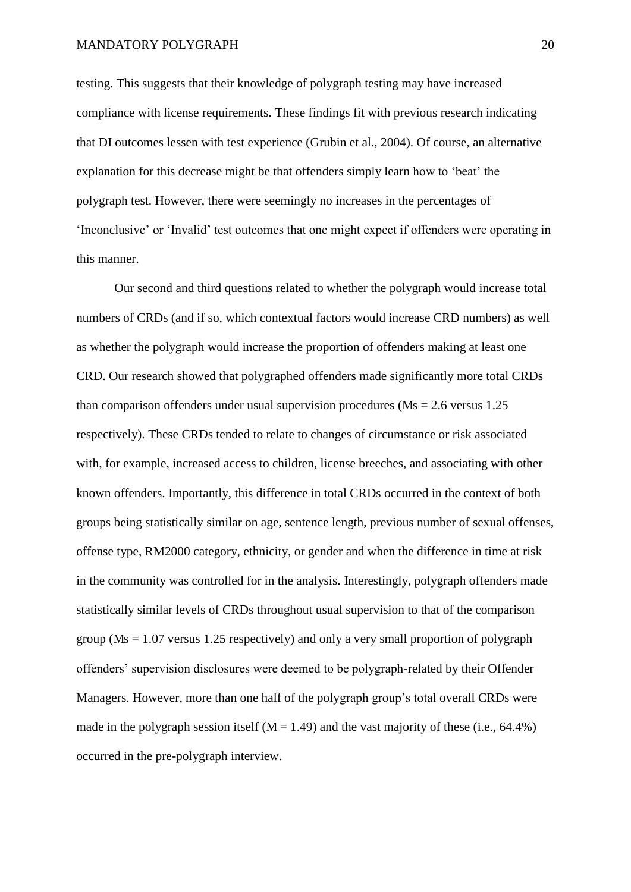testing. This suggests that their knowledge of polygraph testing may have increased compliance with license requirements. These findings fit with previous research indicating that DI outcomes lessen with test experience (Grubin et al., 2004). Of course, an alternative explanation for this decrease might be that offenders simply learn how to 'beat' the polygraph test. However, there were seemingly no increases in the percentages of 'Inconclusive' or 'Invalid' test outcomes that one might expect if offenders were operating in this manner.

Our second and third questions related to whether the polygraph would increase total numbers of CRDs (and if so, which contextual factors would increase CRD numbers) as well as whether the polygraph would increase the proportion of offenders making at least one CRD. Our research showed that polygraphed offenders made significantly more total CRDs than comparison offenders under usual supervision procedures (Ms = 2.6 versus 1.25 respectively). These CRDs tended to relate to changes of circumstance or risk associated with, for example, increased access to children, license breeches, and associating with other known offenders. Importantly, this difference in total CRDs occurred in the context of both groups being statistically similar on age, sentence length, previous number of sexual offenses, offense type, RM2000 category, ethnicity, or gender and when the difference in time at risk in the community was controlled for in the analysis. Interestingly, polygraph offenders made statistically similar levels of CRDs throughout usual supervision to that of the comparison group (Ms = 1.07 versus 1.25 respectively) and only a very small proportion of polygraph offenders' supervision disclosures were deemed to be polygraph-related by their Offender Managers. However, more than one half of the polygraph group's total overall CRDs were made in the polygraph session itself (M = 1.49) and the vast majority of these (i.e., 64.4%) occurred in the pre-polygraph interview.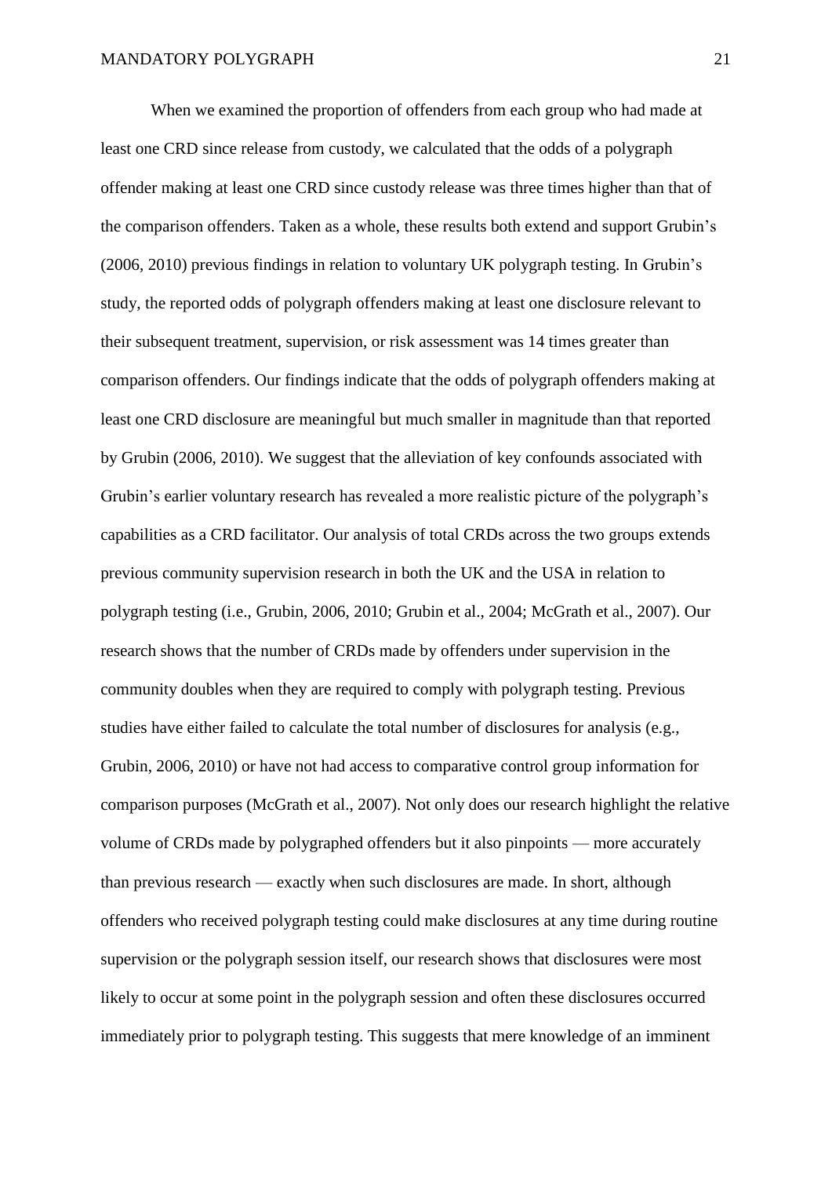When we examined the proportion of offenders from each group who had made at least one CRD since release from custody, we calculated that the odds of a polygraph offender making at least one CRD since custody release was three times higher than that of the comparison offenders. Taken as a whole, these results both extend and support Grubin's (2006, 2010) previous findings in relation to voluntary UK polygraph testing. In Grubin's study, the reported odds of polygraph offenders making at least one disclosure relevant to their subsequent treatment, supervision, or risk assessment was 14 times greater than comparison offenders. Our findings indicate that the odds of polygraph offenders making at least one CRD disclosure are meaningful but much smaller in magnitude than that reported by Grubin (2006, 2010). We suggest that the alleviation of key confounds associated with Grubin's earlier voluntary research has revealed a more realistic picture of the polygraph's capabilities as a CRD facilitator. Our analysis of total CRDs across the two groups extends previous community supervision research in both the UK and the USA in relation to polygraph testing (i.e., Grubin, 2006, 2010; Grubin et al., 2004; McGrath et al., 2007). Our research shows that the number of CRDs made by offenders under supervision in the community doubles when they are required to comply with polygraph testing. Previous studies have either failed to calculate the total number of disclosures for analysis (e.g., Grubin, 2006, 2010) or have not had access to comparative control group information for comparison purposes (McGrath et al., 2007). Not only does our research highlight the relative volume of CRDs made by polygraphed offenders but it also pinpoints — more accurately than previous research — exactly when such disclosures are made. In short, although offenders who received polygraph testing could make disclosures at any time during routine supervision or the polygraph session itself, our research shows that disclosures were most likely to occur at some point in the polygraph session and often these disclosures occurred immediately prior to polygraph testing. This suggests that mere knowledge of an imminent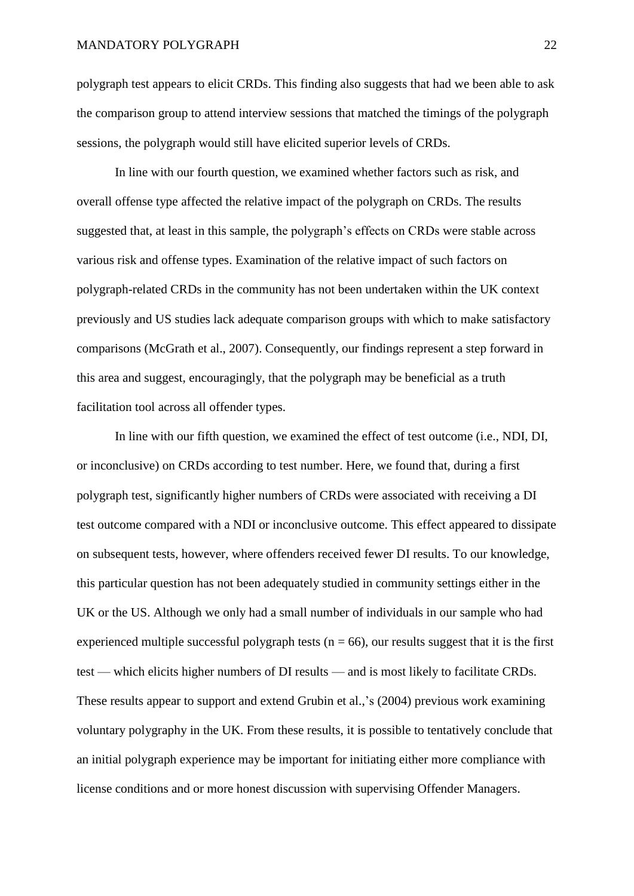polygraph test appears to elicit CRDs. This finding also suggests that had we been able to ask the comparison group to attend interview sessions that matched the timings of the polygraph sessions, the polygraph would still have elicited superior levels of CRDs.

In line with our fourth question, we examined whether factors such as risk, and overall offense type affected the relative impact of the polygraph on CRDs. The results suggested that, at least in this sample, the polygraph's effects on CRDs were stable across various risk and offense types. Examination of the relative impact of such factors on polygraph-related CRDs in the community has not been undertaken within the UK context previously and US studies lack adequate comparison groups with which to make satisfactory comparisons (McGrath et al., 2007). Consequently, our findings represent a step forward in this area and suggest, encouragingly, that the polygraph may be beneficial as a truth facilitation tool across all offender types.

In line with our fifth question, we examined the effect of test outcome (i.e., NDI, DI, or inconclusive) on CRDs according to test number. Here, we found that, during a first polygraph test, significantly higher numbers of CRDs were associated with receiving a DI test outcome compared with a NDI or inconclusive outcome. This effect appeared to dissipate on subsequent tests, however, where offenders received fewer DI results. To our knowledge, this particular question has not been adequately studied in community settings either in the UK or the US. Although we only had a small number of individuals in our sample who had experienced multiple successful polygraph tests (n = 66), our results suggest that it is the first test — which elicits higher numbers of DI results — and is most likely to facilitate CRDs. These results appear to support and extend Grubin et al.,'s (2004) previous work examining voluntary polygraphy in the UK. From these results, it is possible to tentatively conclude that an initial polygraph experience may be important for initiating either more compliance with license conditions and or more honest discussion with supervising Offender Managers.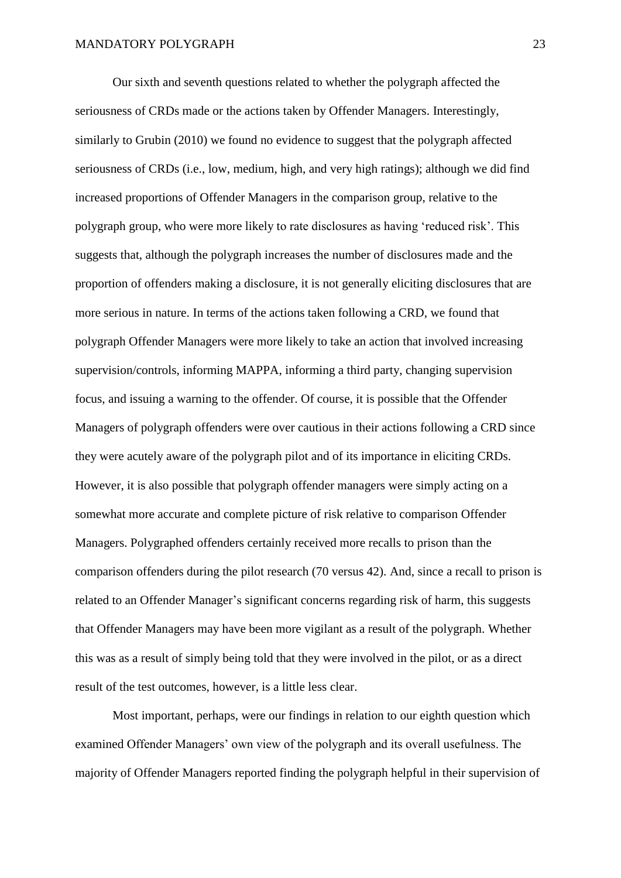Our sixth and seventh questions related to whether the polygraph affected the seriousness of CRDs made or the actions taken by Offender Managers. Interestingly, similarly to Grubin (2010) we found no evidence to suggest that the polygraph affected seriousness of CRDs (i.e., low, medium, high, and very high ratings); although we did find increased proportions of Offender Managers in the comparison group, relative to the polygraph group, who were more likely to rate disclosures as having 'reduced risk'. This suggests that, although the polygraph increases the number of disclosures made and the proportion of offenders making a disclosure, it is not generally eliciting disclosures that are more serious in nature. In terms of the actions taken following a CRD, we found that polygraph Offender Managers were more likely to take an action that involved increasing supervision/controls, informing MAPPA, informing a third party, changing supervision focus, and issuing a warning to the offender. Of course, it is possible that the Offender Managers of polygraph offenders were over cautious in their actions following a CRD since they were acutely aware of the polygraph pilot and of its importance in eliciting CRDs. However, it is also possible that polygraph offender managers were simply acting on a somewhat more accurate and complete picture of risk relative to comparison Offender Managers. Polygraphed offenders certainly received more recalls to prison than the comparison offenders during the pilot research (70 versus 42). And, since a recall to prison is related to an Offender Manager's significant concerns regarding risk of harm, this suggests that Offender Managers may have been more vigilant as a result of the polygraph. Whether this was as a result of simply being told that they were involved in the pilot, or as a direct result of the test outcomes, however, is a little less clear.

Most important, perhaps, were our findings in relation to our eighth question which examined Offender Managers' own view of the polygraph and its overall usefulness. The majority of Offender Managers reported finding the polygraph helpful in their supervision of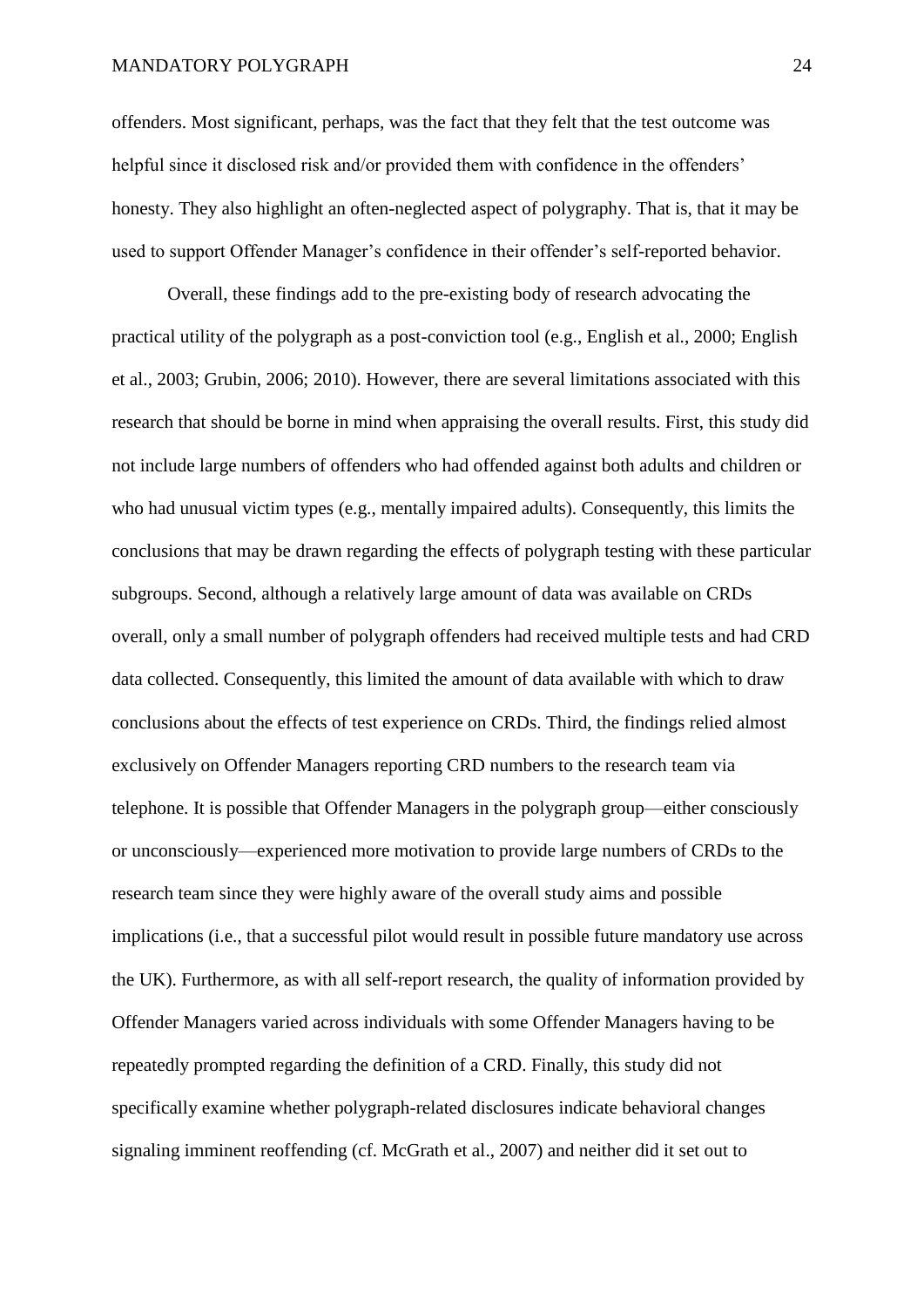offenders. Most significant, perhaps, was the fact that they felt that the test outcome was helpful since it disclosed risk and/or provided them with confidence in the offenders' honesty. They also highlight an often-neglected aspect of polygraphy. That is, that it may be used to support Offender Manager's confidence in their offender's self-reported behavior.

Overall, these findings add to the pre-existing body of research advocating the practical utility of the polygraph as a post-conviction tool (e.g., English et al., 2000; English et al., 2003; Grubin, 2006; 2010). However, there are several limitations associated with this research that should be borne in mind when appraising the overall results. First, this study did not include large numbers of offenders who had offended against both adults and children or who had unusual victim types (e.g., mentally impaired adults). Consequently, this limits the conclusions that may be drawn regarding the effects of polygraph testing with these particular subgroups. Second, although a relatively large amount of data was available on CRDs overall, only a small number of polygraph offenders had received multiple tests and had CRD data collected. Consequently, this limited the amount of data available with which to draw conclusions about the effects of test experience on CRDs. Third, the findings relied almost exclusively on Offender Managers reporting CRD numbers to the research team via telephone. It is possible that Offender Managers in the polygraph group—either consciously or unconsciously—experienced more motivation to provide large numbers of CRDs to the research team since they were highly aware of the overall study aims and possible implications (i.e., that a successful pilot would result in possible future mandatory use across the UK). Furthermore, as with all self-report research, the quality of information provided by Offender Managers varied across individuals with some Offender Managers having to be repeatedly prompted regarding the definition of a CRD. Finally, this study did not specifically examine whether polygraph-related disclosures indicate behavioral changes signaling imminent reoffending (cf. McGrath et al., 2007) and neither did it set out to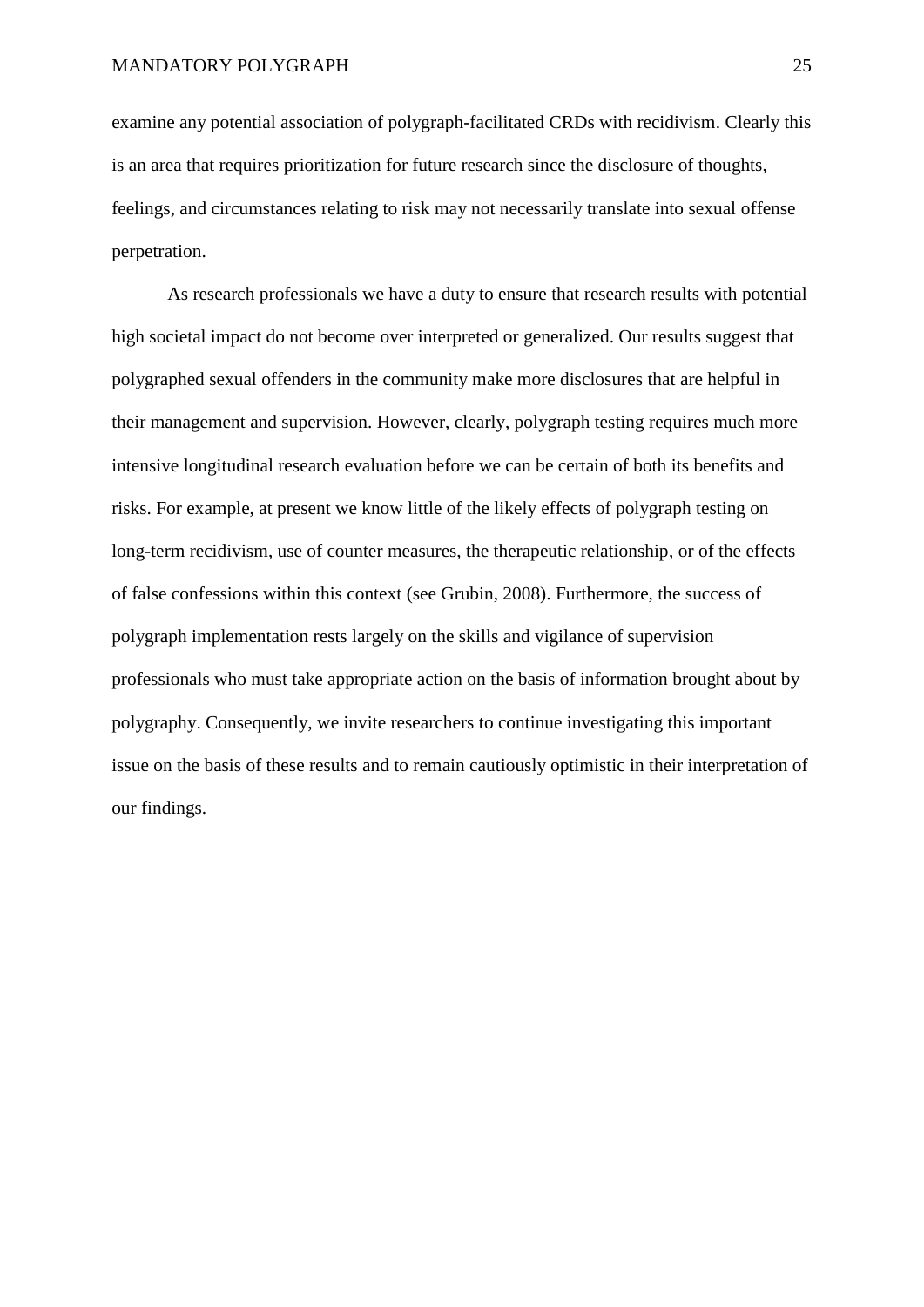examine any potential association of polygraph-facilitated CRDs with recidivism. Clearly this is an area that requires prioritization for future research since the disclosure of thoughts, feelings, and circumstances relating to risk may not necessarily translate into sexual offense perpetration.

As research professionals we have a duty to ensure that research results with potential high societal impact do not become over interpreted or generalized. Our results suggest that polygraphed sexual offenders in the community make more disclosures that are helpful in their management and supervision. However, clearly, polygraph testing requires much more intensive longitudinal research evaluation before we can be certain of both its benefits and risks. For example, at present we know little of the likely effects of polygraph testing on long-term recidivism, use of counter measures, the therapeutic relationship, or of the effects of false confessions within this context (see Grubin, 2008). Furthermore, the success of polygraph implementation rests largely on the skills and vigilance of supervision professionals who must take appropriate action on the basis of information brought about by polygraphy. Consequently, we invite researchers to continue investigating this important issue on the basis of these results and to remain cautiously optimistic in their interpretation of our findings.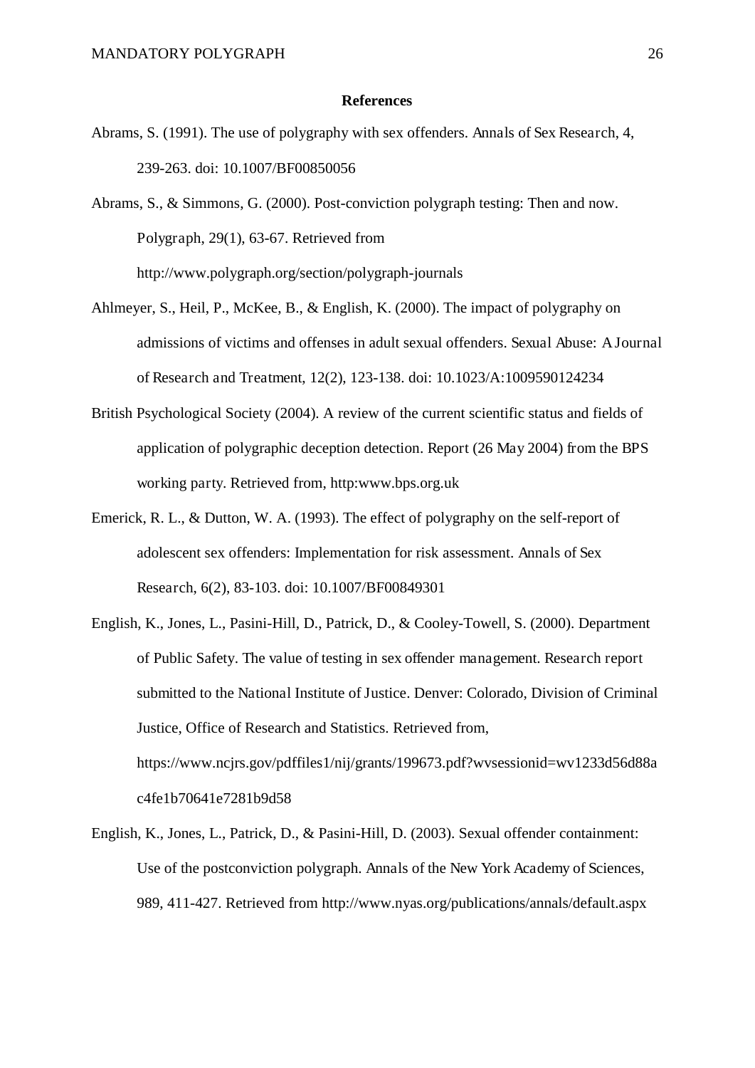# References

Abrams, S. (1991). The use of polygraphy with sex offenders. Annals of Sex Research, 4, 239-263. doi: 10.1007/BF00850056

Abrams, S., & Simmons, G. (2000). Post-conviction polygraph testing: Then and now. Polygraph, 29(1), 63-67. Retrieved from http://www.polygraph.org/section/polygraph-journals

Ahlmeyer, S., Heil, P., McKee, B., & English, K. (2000). The impact of polygraphy on admissions of victims and offenses in adult sexual offenders. Sexual Abuse: A Journal of Research and Treatment, 12(2), 123-138. doi: 10.1023/A:1009590124234

British Psychological Society (2004). A review of the current scientific status and fields of application of polygraphic deception detection. Report (26 May 2004) from the BPS working party. Retrieved from, http:www.bps.org.uk

Emerick, R. L., & Dutton, W. A. (1993). The effect of polygraphy on the self-report of adolescent sex offenders: Implementation for risk assessment. Annals of Sex Research, 6(2), 83-103. doi: 10.1007/BF00849301

English, K., Jones, L., Pasini-Hill, D., Patrick, D., & Cooley-Towell, S. (2000). Department of Public Safety. The value of testing in sex offender management. Research report submitted to the National Institute of Justice. Denver: Colorado, Division of Criminal Justice, Office of Research and Statistics. Retrieved from, https://www.ncjrs.gov/pdffiles1/nij/grants/199673.pdf?wvsessionid=wv1233d56d88ac4fe1b70641e7281b9d58

English, K., Jones, L., Patrick, D., & Pasini-Hill, D. (2003). Sexual offender containment: Use of the postconviction polygraph. Annals of the New York Academy of Sciences, 989, 411-427. Retrieved from http://www.nyas.org/publications/annals/default.aspx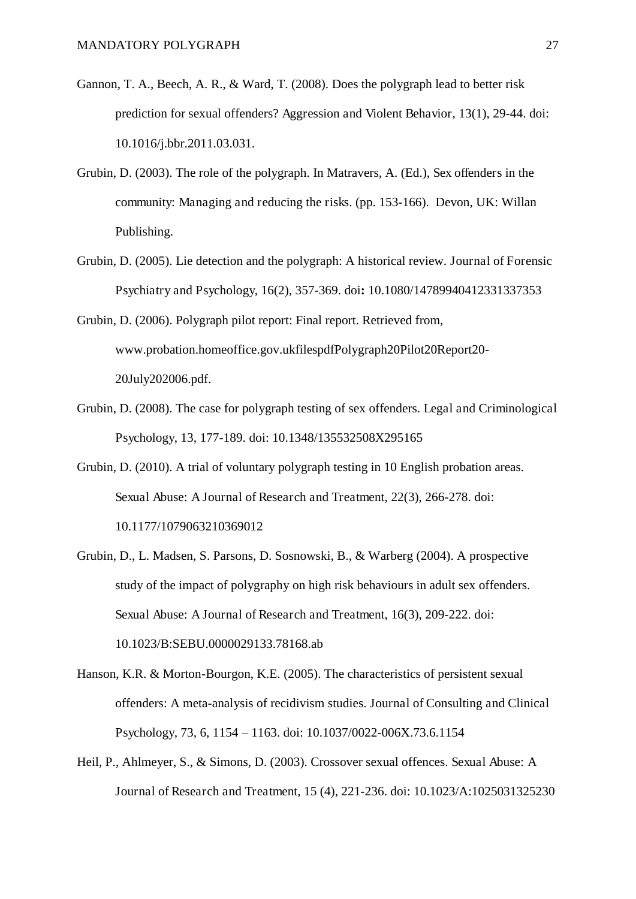Gannon, T. A., Beech, A. R., & Ward, T. (2008). Does the polygraph lead to better risk prediction for sexual offenders? Aggression and Violent Behavior, 13(1), 29-44. doi: 10.1016/j.bbr.2011.03.031.

Grubin, D. (2003). The role of the polygraph. In Matravers, A. (Ed.), Sex offenders in the community: Managing and reducing the risks. (pp. 153-166). Devon, UK: Willan Publishing.

Grubin, D. (2005). Lie detection and the polygraph: A historical review. Journal of Forensic Psychiatry and Psychology, 16(2), 357-369. doi**:** 10.1080/14789940412331337353

Grubin, D. (2006). Polygraph pilot report: Final report. Retrieved from, www.probation.homeoffice.gov.ukfilespdfPolygraph20Pilot20Report20-20July202006.pdf.

Grubin, D. (2008). The case for polygraph testing of sex offenders. Legal and Criminological Psychology, 13, 177-189. doi: 10.1348/135532508X295165

Grubin, D. (2010). A trial of voluntary polygraph testing in 10 English probation areas. Sexual Abuse: A Journal of Research and Treatment, 22(3), 266-278. doi: 10.1177/1079063210369012

Grubin, D., L. Madsen, S. Parsons, D. Sosnowski, B., & Warberg (2004). A prospective study of the impact of polygraphy on high risk behaviours in adult sex offenders. Sexual Abuse: A Journal of Research and Treatment, 16(3), 209-222. doi: 10.1023/B:SEBU.0000029133.78168.ab

Hanson, K.R. & Morton-Bourgon, K.E. (2005). The characteristics of persistent sexual offenders: A meta-analysis of recidivism studies. Journal of Consulting and Clinical Psychology, 73, 6, 1154 – 1163. doi: 10.1037/0022-006X.73.6.1154

Heil, P., Ahlmeyer, S., & Simons, D. (2003). Crossover sexual offences. Sexual Abuse: A Journal of Research and Treatment, 15 (4), 221-236. doi: 10.1023/A:1025031325230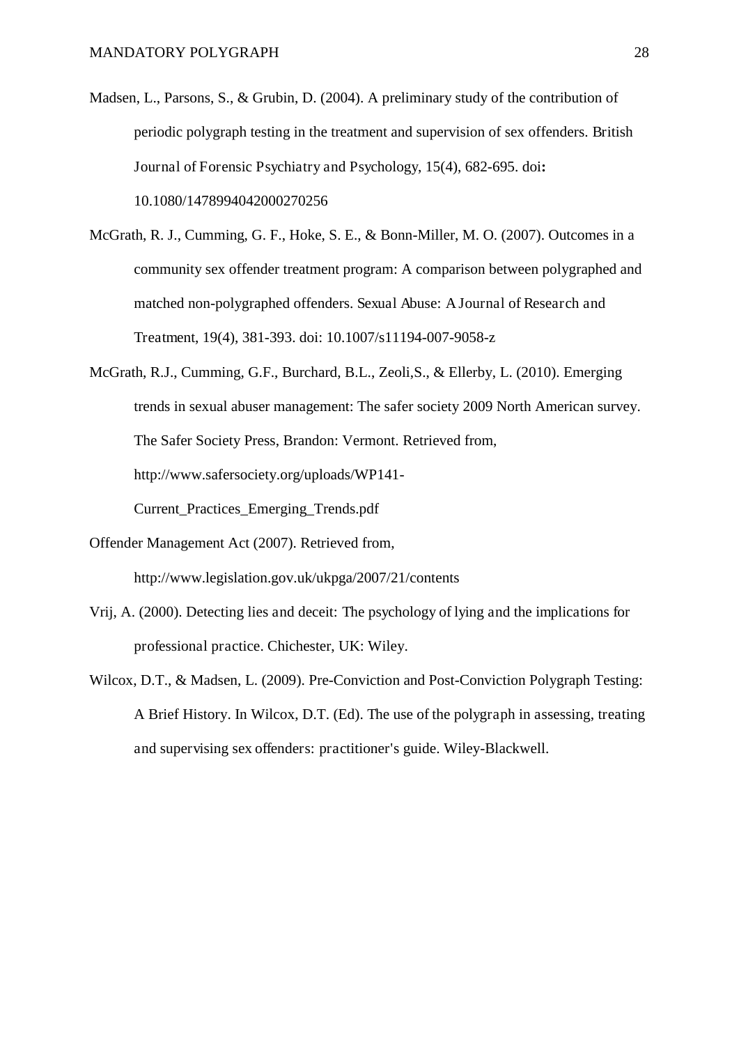Madsen, L., Parsons, S., & Grubin, D. (2004). A preliminary study of the contribution of periodic polygraph testing in the treatment and supervision of sex offenders. British Journal of Forensic Psychiatry and Psychology, 15(4), 682-695. doi**:** 10.1080/1478994042000270256

McGrath, R. J., Cumming, G. F., Hoke, S. E., & Bonn-Miller, M. O. (2007). Outcomes in a community sex offender treatment program: A comparison between polygraphed and matched non-polygraphed offenders. Sexual Abuse: A Journal of Research and Treatment, 19(4), 381-393. doi: 10.1007/s11194-007-9058-z

McGrath, R.J., Cumming, G.F., Burchard, B.L., Zeoli,S., & Ellerby, L. (2010). Emerging trends in sexual abuser management: The safer society 2009 North American survey. The Safer Society Press, Brandon: Vermont. Retrieved from, http://www.safersociety.org/uploads/WP141-Current_Practices_Emerging_Trends.pdf

Offender Management Act (2007). Retrieved from, http://www.legislation.gov.uk/ukpga/2007/21/contents

Vrij, A. (2000). Detecting lies and deceit: The psychology of lying and the implications for professional practice. Chichester, UK: Wiley.

Wilcox, D.T., & Madsen, L. (2009). Pre-Conviction and Post-Conviction Polygraph Testing: A Brief History. In Wilcox, D.T. (Ed). The use of the polygraph in assessing, treating and supervising sex offenders: practitioner's guide. Wiley-Blackwell.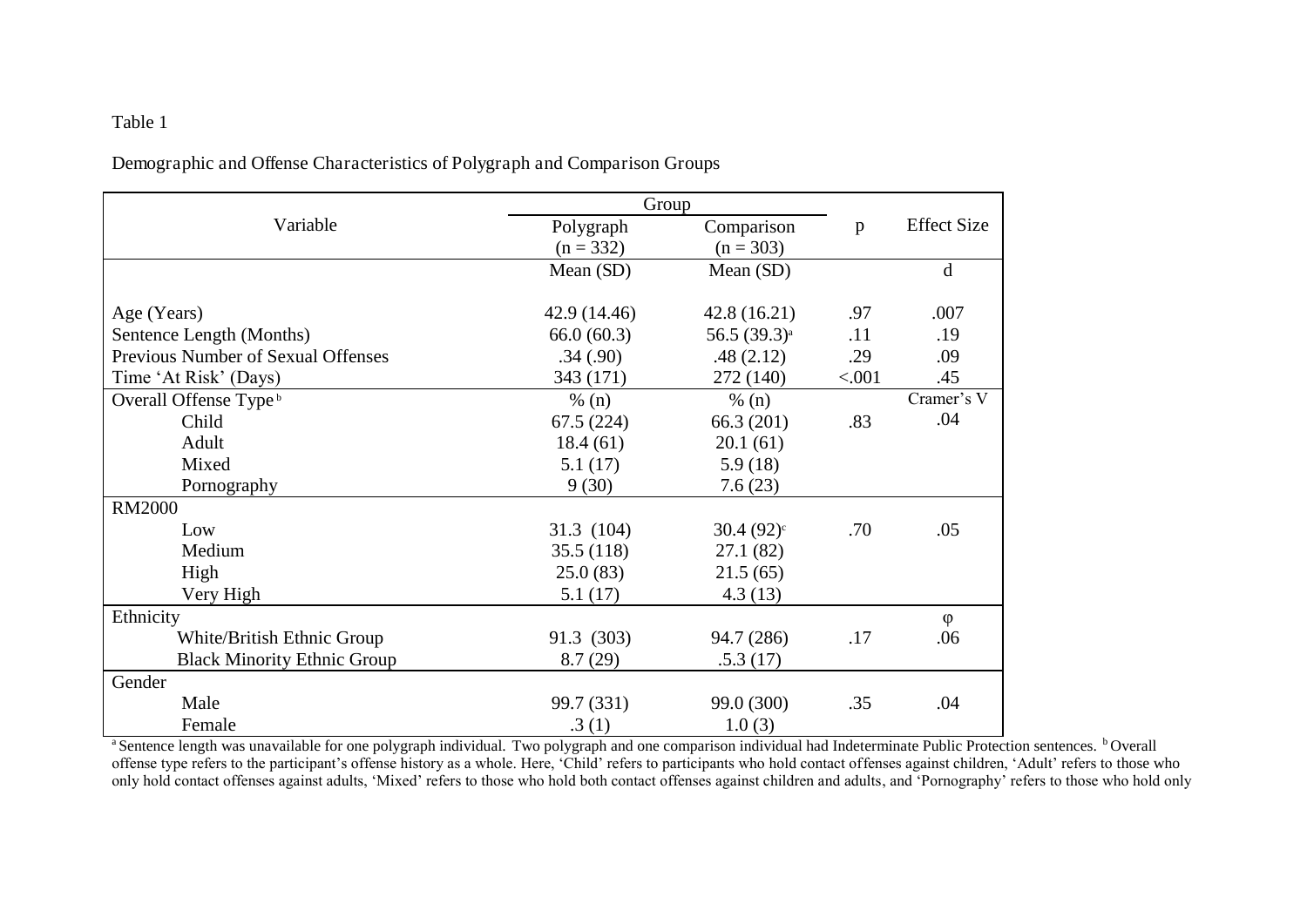Table 1

Demographic and Offense Characteristics of Polygraph and Comparison Groups

| Variable | Group | | p | Effect Size |
|---|---|---|---|---|
| | Polygraph (n = 332) | Comparison (n = 303) | | |
| | Mean (SD) | Mean (SD) | | d |
| Age (Years) | 42.9 (14.46) | 42.8 (16.21) | .97 | .007 |
| Sentence Length (Months) | 66.0 (60.3) | 56.5 (39.3)[a] | .11 | .19 |
| Previous Number of Sexual Offenses | .34 (.90) | .48 (2.12) | .29 | .09 |
| Time 'At Risk' (Days) | 343 (171) | 272 (140) | <.001 | .45 |
| Overall Offense Type[b] | % (n) | % (n) | | Cramer's V |
| Child | 67.5 (224) | 66.3 (201) | .83 | .04 |
| Adult | 18.4 (61) | 20.1 (61) | | |
| Mixed | 5.1 (17) | 5.9 (18) | | |
| Pornography | 9 (30) | 7.6 (23) | | |
| RM2000 | | | | |
| Low | 31.3 (104) | 30.4 (92)[c] | .70 | .05 |
| Medium | 35.5 (118) | 27.1 (82) | | |
| High | 25.0 (83) | 21.5 (65) | | |
| Very High | 5.1 (17) | 4.3 (13) | | |
| Ethnicity | | | | φ |
| White/British Ethnic Group | 91.3 (303) | 94.7 (286) | .17 | .06 |
| Black Minority Ethnic Group | 8.7 (29) | .5.3 (17) | | |
| Gender | | | | |
| Male | 99.7 (331) | 99.0 (300) | .35 | .04 |
| Female | .3 (1) | 1.0 (3) | | |

[a] Sentence length was unavailable for one polygraph individual. Two polygraph and one comparison individual had Indeterminate Public Protection sentences. [b] Overall offense type refers to the participant's offense history as a whole. Here, 'Child' refers to participants who hold contact offenses against children, 'Adult' refers to those who only hold contact offenses against adults, 'Mixed' refers to those who hold both contact offenses against children and adults, and 'Pornography' refers to those who hold only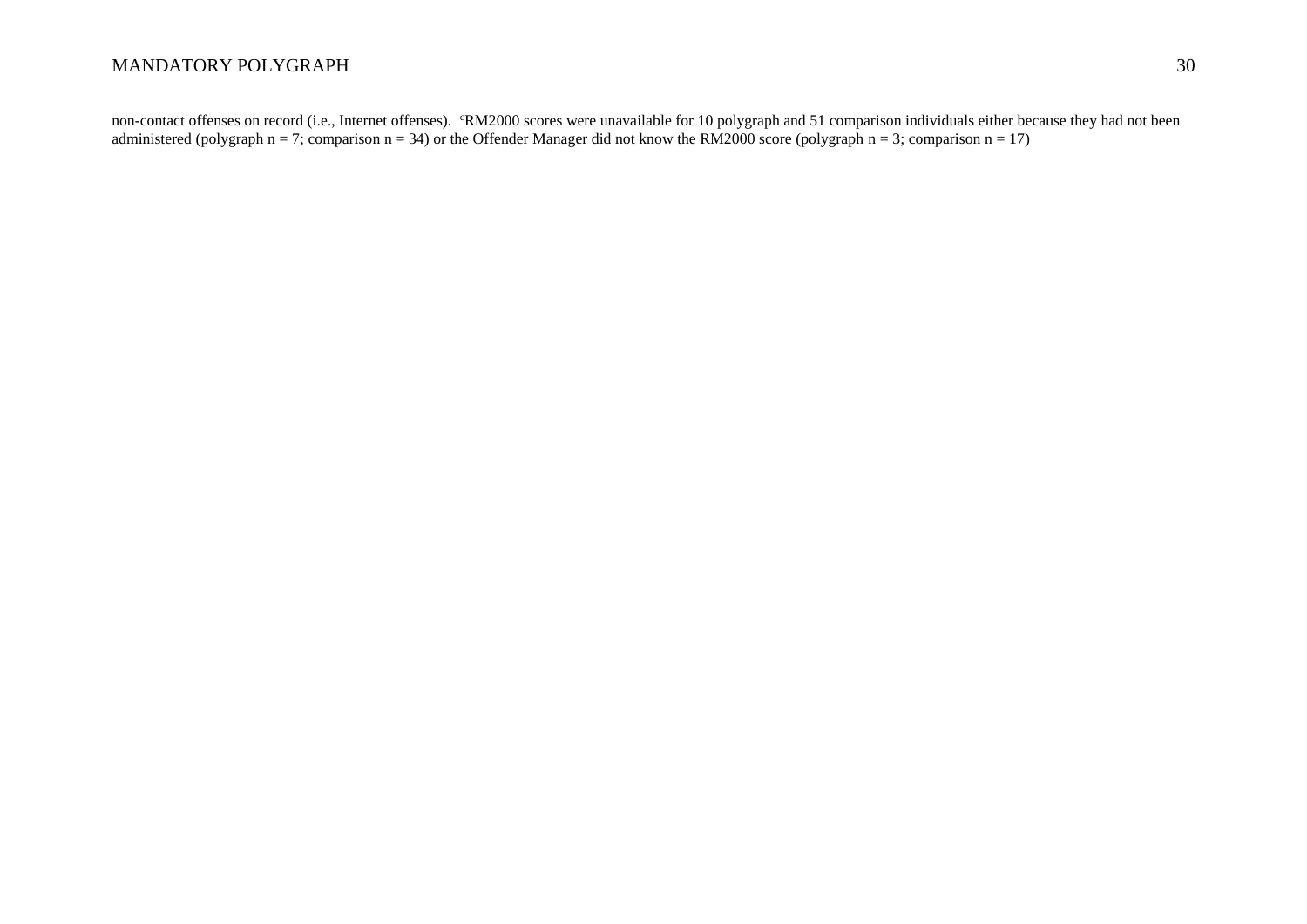non-contact offenses on record (i.e., Internet offenses). [c]RM2000 scores were unavailable for 10 polygraph and 51 comparison individuals either because they had not been administered (polygraph n = 7; comparison n = 34) or the Offender Manager did not know the RM2000 score (polygraph n = 3; comparison n = 17)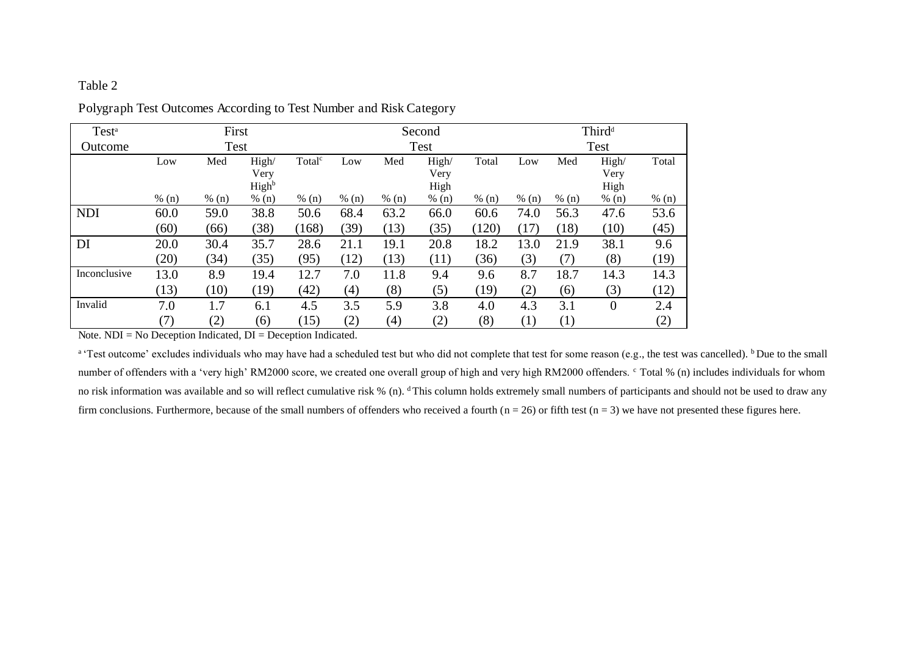Table 2

Polygraph Test Outcomes According to Test Number and Risk Category

| Test[a] Outcome | First Test | | | | Second Test | | | | Third[d] | | | |
|---|---|---|---|---|---|---|---|---|---|---|---|---|
| | Low | Med | High/ Very High[b] | Total[c] | Low | Med | High/ Very High | Total | Low | Med | High/ Very High | Total |
| | % (n) | % (n) | % (n) | % (n) | % (n) | % (n) | % (n) | % (n) | % (n) | % (n) | % (n) | % (n) |
| NDI | 60.0 (60) | 59.0 (66) | 38.8 (38) | 50.6 (168) | 68.4 (39) | 63.2 (13) | 66.0 (35) | 60.6 (120) | 74.0 (17) | 56.3 (18) | 47.6 (10) | 53.6 (45) |
| DI | 20.0 (20) | 30.4 (34) | 35.7 (35) | 28.6 (95) | 21.1 (12) | 19.1 (13) | 20.8 (11) | 18.2 (36) | 13.0 (3) | 21.9 (7) | 38.1 (8) | 9.6 (19) |
| Inconclusive | 13.0 (13) | 8.9 (10) | 19.4 (19) | 12.7 (42) | 7.0 (4) | 11.8 (8) | 9.4 (5) | 9.6 (19) | 8.7 (2) | 18.7 (6) | 14.3 (3) | 14.3 (12) |
| Invalid | 7.0 (7) | 1.7 (2) | 6.1 (6) | 4.5 (15) | 3.5 (2) | 5.9 (4) | 3.8 (2) | 4.0 (8) | 4.3 (1) | 3.1 (1) | 0 | 2.4 (2) |

Note. NDI = No Deception Indicated, DI = Deception Indicated.

[a] 'Test outcome' excludes individuals who may have had a scheduled test but who did not complete that test for some reason (e.g., the test was cancelled). [b] Due to the small number of offenders with a 'very high' RM2000 score, we created one overall group of high and very high RM2000 offenders. [c] Total % (n) includes individuals for whom no risk information was available and so will reflect cumulative risk % (n). [d] This column holds extremely small numbers of participants and should not be used to draw any firm conclusions. Furthermore, because of the small numbers of offenders who received a fourth (n = 26) or fifth test (n = 3) we have not presented these figures here.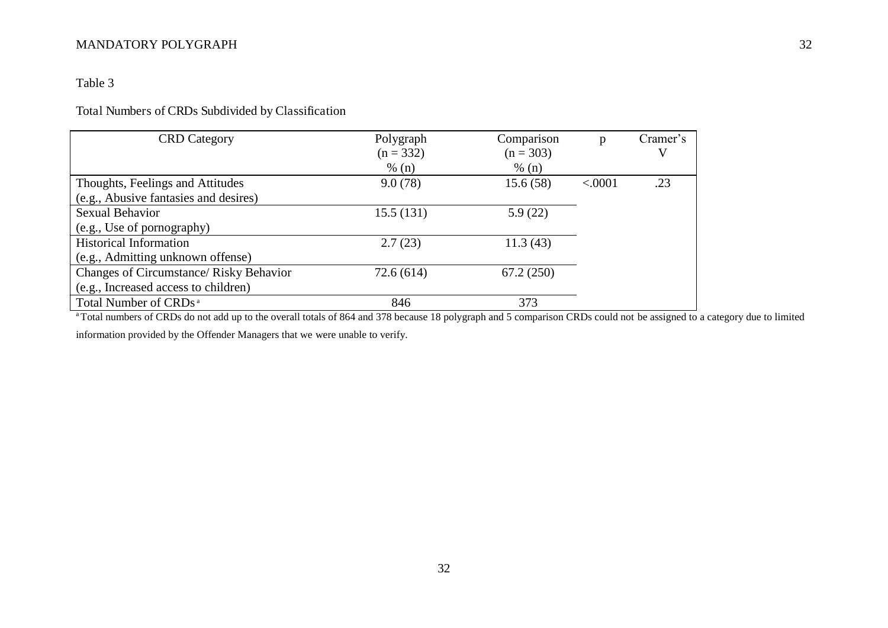Table 3

Total Numbers of CRDs Subdivided by Classification

| CRD Category | Polygraph (n = 332) % (n) | Comparison (n = 303) % (n) | p | Cramer's V |
|---|---|---|---|---|
| Thoughts, Feelings and Attitudes (e.g., Abusive fantasies and desires) | 9.0 (78) | 15.6 (58) | <.0001 | .23 |
| Sexual Behavior (e.g., Use of pornography) | 15.5 (131) | 5.9 (22) | | |
| Historical Information (e.g., Admitting unknown offense) | 2.7 (23) | 11.3 (43) | | |
| Changes of Circumstance/ Risky Behavior (e.g., Increased access to children) | 72.6 (614) | 67.2 (250) | | |
| Total Number of CRDs [a] | 846 | 373 | | |

[a] Total numbers of CRDs do not add up to the overall totals of 864 and 378 because 18 polygraph and 5 comparison CRDs could not be assigned to a category due to limited information provided by the Offender Managers that we were unable to verify.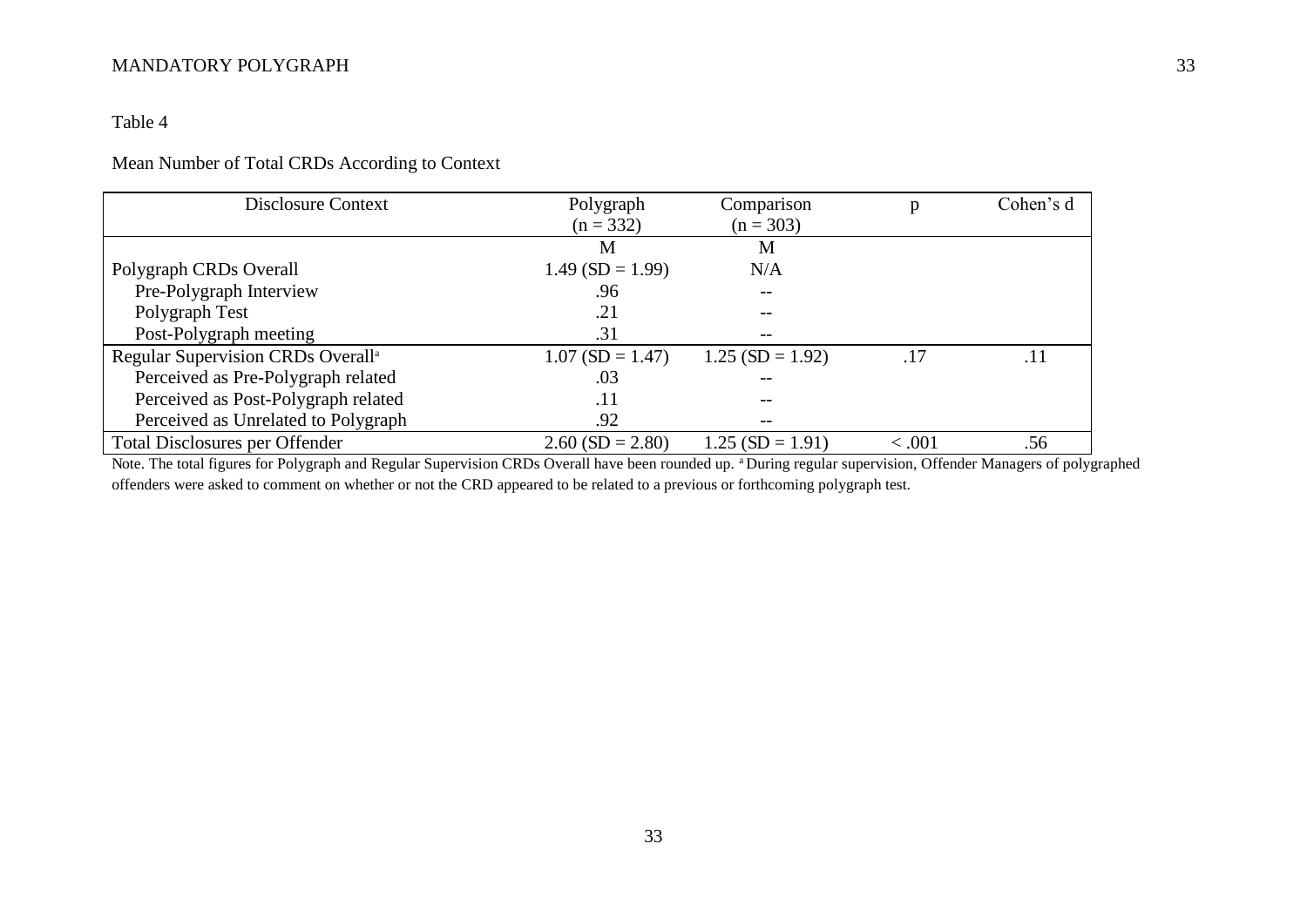Table 4

Mean Number of Total CRDs According to Context

| Disclosure Context | Polygraph (n = 332) | Comparison (n = 303) | p | Cohen's d |
|---|---|---|---|---|
| | M | M | | |
| Polygraph CRDs Overall | 1.49 (SD = 1.99) | N/A | | |
| Pre-Polygraph Interview | .96 | -- | | |
| Polygraph Test | .21 | -- | | |
| Post-Polygraph meeting | .31 | -- | | |
| Regular Supervision CRDs Overall[a] | 1.07 (SD = 1.47) | 1.25 (SD = 1.92) | .17 | .11 |
| Perceived as Pre-Polygraph related | .03 | -- | | |
| Perceived as Post-Polygraph related | .11 | -- | | |
| Perceived as Unrelated to Polygraph | .92 | -- | | |
| Total Disclosures per Offender | 2.60 (SD = 2.80) | 1.25 (SD = 1.91) | < .001 | .56 |

Note. The total figures for Polygraph and Regular Supervision CRDs Overall have been rounded up. [a] During regular supervision, Offender Managers of polygraphed offenders were asked to comment on whether or not the CRD appeared to be related to a previous or forthcoming polygraph test.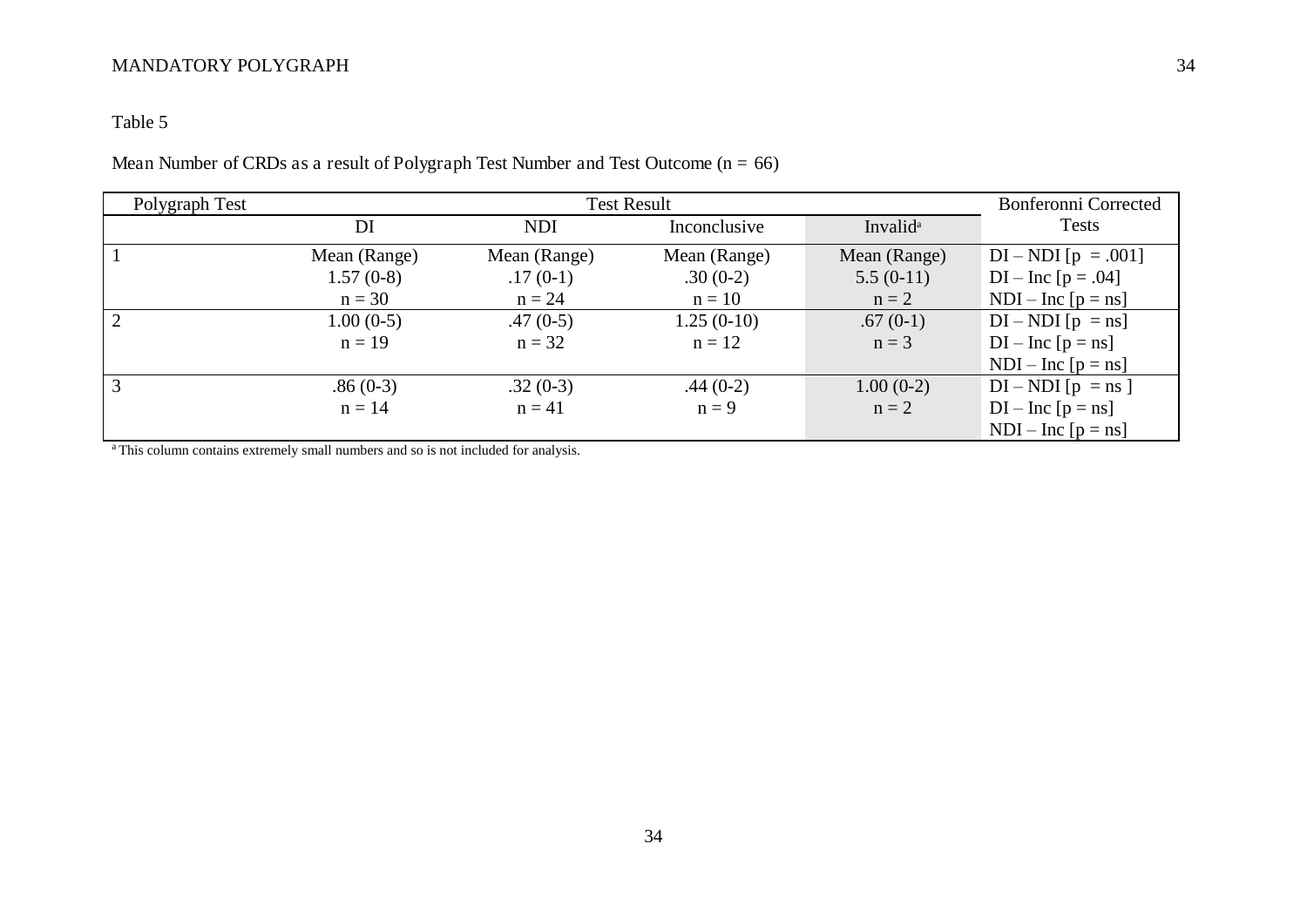Table 5

Mean Number of CRDs as a result of Polygraph Test Number and Test Outcome (n = 66)

| Polygraph Test | Test Result | | | | Bonferonni Corrected Tests |
|---|---|---|---|---|---|
| | DI | NDI | Inconclusive | Invalid[a] | |
| 1 | Mean (Range)<br>1.57 (0-8)<br>n = 30 | Mean (Range)<br>.17 (0-1)<br>n = 24 | Mean (Range)<br>.30 (0-2)<br>n = 10 | Mean (Range)<br>5.5 (0-11)<br>n = 2 | DI – NDI [p = .001]<br>DI – Inc [p = .04]<br>NDI – Inc [p = ns] |
| 2 | 1.00 (0-5)<br>n = 19 | .47 (0-5)<br>n = 32 | 1.25 (0-10)<br>n = 12 | .67 (0-1)<br>n = 3 | DI – NDI [p = ns]<br>DI – Inc [p = ns]<br>NDI – Inc [p = ns] |
| 3 | .86 (0-3)<br>n = 14 | .32 (0-3)<br>n = 41 | .44 (0-2)<br>n = 9 | 1.00 (0-2)<br>n = 2 | DI – NDI [p = ns ]<br>DI – Inc [p = ns]<br>NDI – Inc [p = ns] |

[a] This column contains extremely small numbers and so is not included for analysis.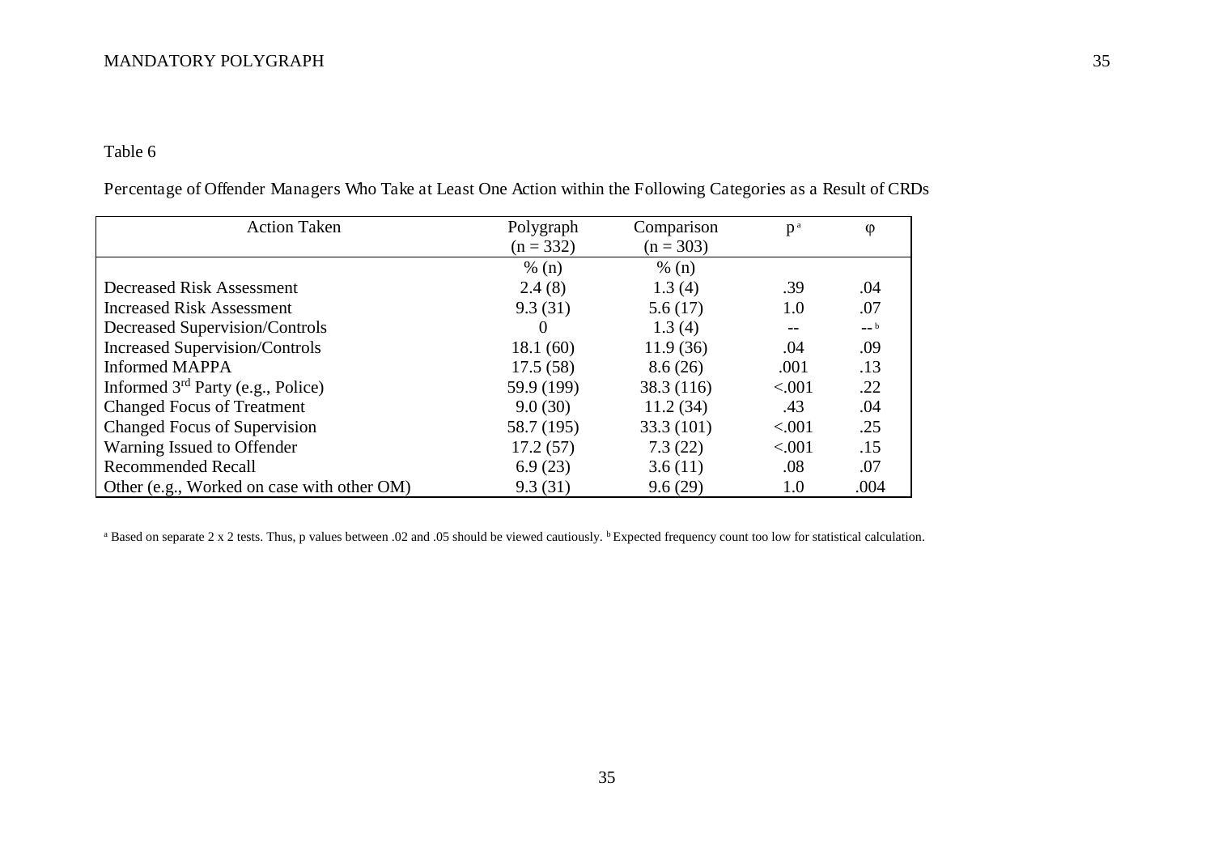Table 6

Percentage of Offender Managers Who Take at Least One Action within the Following Categories as a Result of CRDs

| Action Taken | Polygraph (n = 332) | Comparison (n = 303) | p [a] | φ |
|---|---|---|---|---|
| | % (n) | % (n) | | |
| Decreased Risk Assessment | 2.4 (8) | 1.3 (4) | .39 | .04 |
| Increased Risk Assessment | 9.3 (31) | 5.6 (17) | 1.0 | .07 |
| Decreased Supervision/Controls | 0 | 1.3 (4) | -- | -- [b] |
| Increased Supervision/Controls | 18.1 (60) | 11.9 (36) | .04 | .09 |
| Informed MAPPA | 17.5 (58) | 8.6 (26) | .001 | .13 |
| Informed 3rd Party (e.g., Police) | 59.9 (199) | 38.3 (116) | <.001 | .22 |
| Changed Focus of Treatment | 9.0 (30) | 11.2 (34) | .43 | .04 |
| Changed Focus of Supervision | 58.7 (195) | 33.3 (101) | <.001 | .25 |
| Warning Issued to Offender | 17.2 (57) | 7.3 (22) | <.001 | .15 |
| Recommended Recall | 6.9 (23) | 3.6 (11) | .08 | .07 |
| Other (e.g., Worked on case with other OM) | 9.3 (31) | 9.6 (29) | 1.0 | .004 |

[a] Based on separate 2 x 2 tests. Thus, p values between .02 and .05 should be viewed cautiously. [b] Expected frequency count too low for statistical calculation.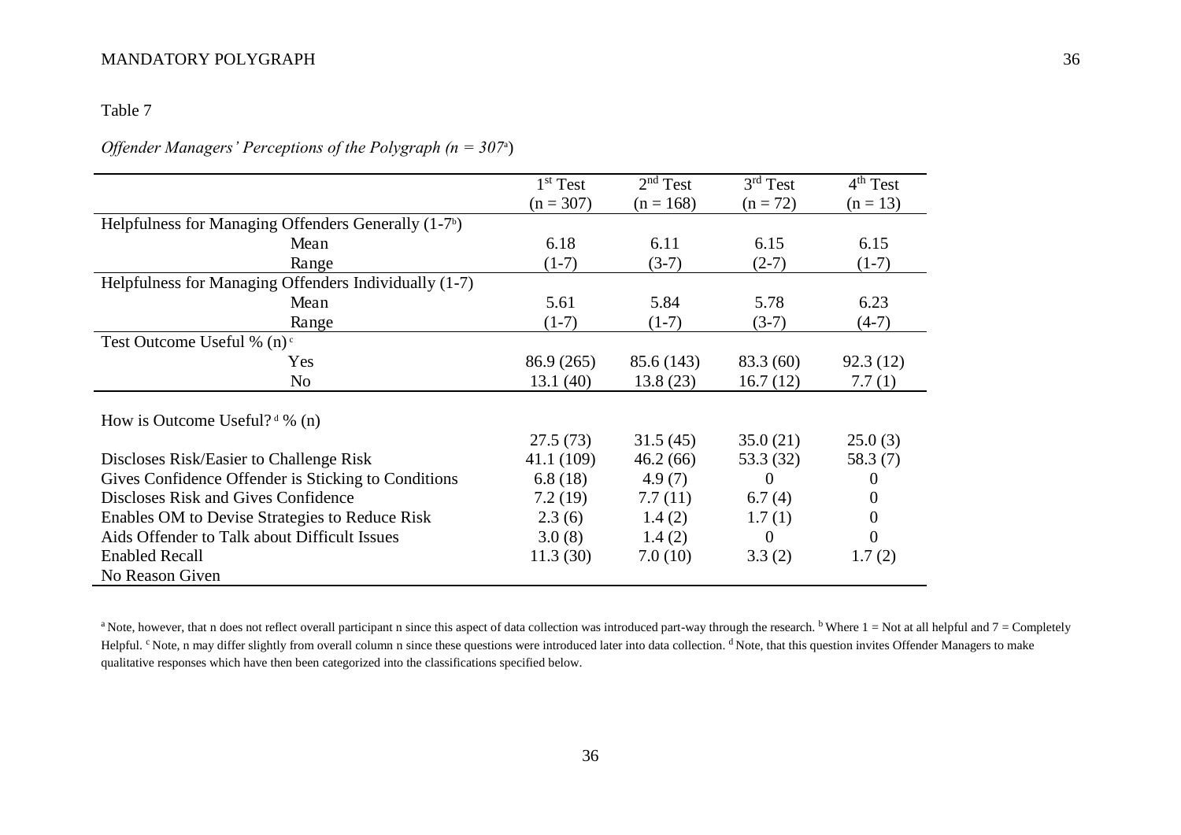Table 7

*Offender Managers' Perceptions of the Polygraph (n = 307[a])*

| | 1st Test (n = 307) | 2nd Test (n = 168) | 3rd Test (n = 72) | 4th Test (n = 13) |
|---|---|---|---|---|
| Helpfulness for Managing Offenders Generally (1-7[b]) | | | | |
| Mean | 6.18 | 6.11 | 6.15 | 6.15 |
| Range | (1-7) | (3-7) | (2-7) | (1-7) |
| Helpfulness for Managing Offenders Individually (1-7) | | | | |
| Mean | 5.61 | 5.84 | 5.78 | 6.23 |
| Range | (1-7) | (1-7) | (3-7) | (4-7) |
| Test Outcome Useful % (n)[c] | | | | |
| Yes | 86.9 (265) | 85.6 (143) | 83.3 (60) | 92.3 (12) |
| No | 13.1 (40) | 13.8 (23) | 16.7 (12) | 7.7 (1) |
| How is Outcome Useful?[d] % (n) | | | | |
| | 27.5 (73) | 31.5 (45) | 35.0 (21) | 25.0 (3) |
| Discloses Risk/Easier to Challenge Risk | 41.1 (109) | 46.2 (66) | 53.3 (32) | 58.3 (7) |
| Gives Confidence Offender is Sticking to Conditions | 6.8 (18) | 4.9 (7) | 0 | 0 |
| Discloses Risk and Gives Confidence | 7.2 (19) | 7.7 (11) | 6.7 (4) | 0 |
| Enables OM to Devise Strategies to Reduce Risk | 2.3 (6) | 1.4 (2) | 1.7 (1) | 0 |
| Aids Offender to Talk about Difficult Issues | 3.0 (8) | 1.4 (2) | 0 | 0 |
| Enabled Recall | 11.3 (30) | 7.0 (10) | 3.3 (2) | 1.7 (2) |
| No Reason Given | | | | |

[a] Note, however, that n does not reflect overall participant n since this aspect of data collection was introduced part-way through the research. [b] Where 1 = Not at all helpful and 7 = Completely Helpful. [c] Note, n may differ slightly from overall column n since these questions were introduced later into data collection. [d] Note, that this question invites Offender Managers to make qualitative responses which have then been categorized into the classifications specified below.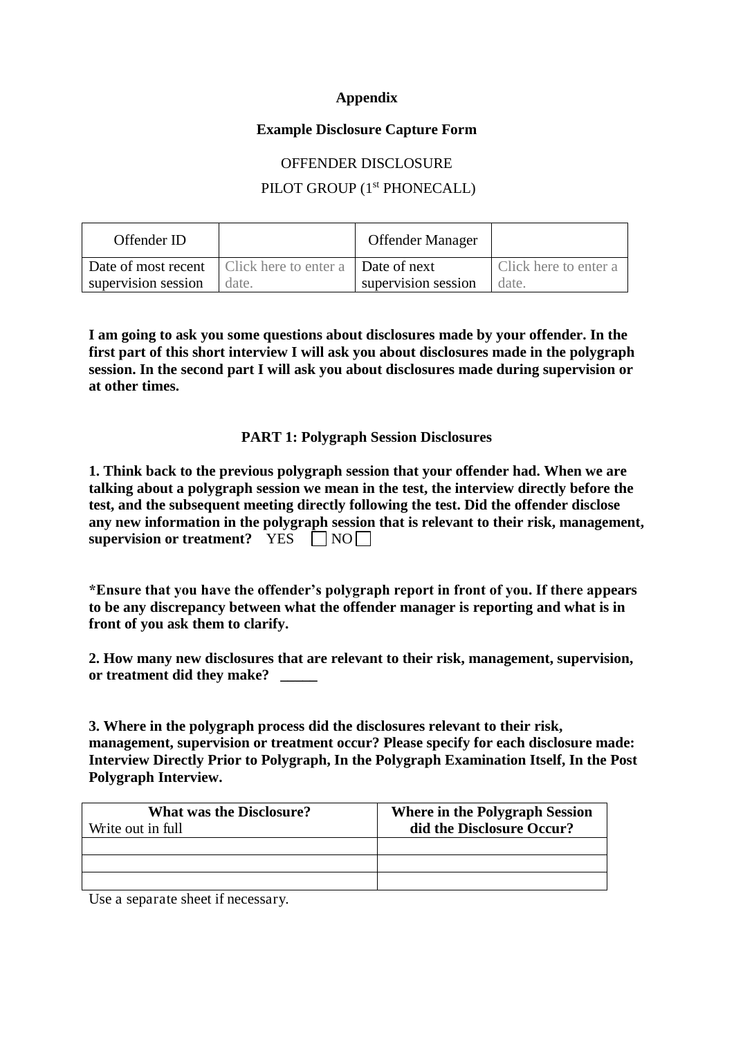**Appendix**

**Example Disclosure Capture Form**

OFFENDER DISCLOSURE

PILOT GROUP (1st PHONECALL)

| Offender ID | | Offender Manager | |
|---|---|---|---|
| Date of most recent supervision session | Click here to enter a date. | Date of next supervision session | Click here to enter a date. |

**I am going to ask you some questions about disclosures made by your offender. In the first part of this short interview I will ask you about disclosures made in the polygraph session. In the second part I will ask you about disclosures made during supervision or at other times.**

**PART 1: Polygraph Session Disclosures**

**1. Think back to the previous polygraph session that your offender had. When we are talking about a polygraph session we mean in the test, the interview directly before the test, and the subsequent meeting directly following the test. Did the offender disclose any new information in the polygraph session that is relevant to their risk, management, supervision or treatment?** YES ☐ NO ☐

**\*Ensure that you have the offender's polygraph report in front of you. If there appears to be any discrepancy between what the offender manager is reporting and what is in front of you ask them to clarify.**

**2. How many new disclosures that are relevant to their risk, management, supervision, or treatment did they make? _____**

**3. Where in the polygraph process did the disclosures relevant to their risk, management, supervision or treatment occur? Please specify for each disclosure made: Interview Directly Prior to Polygraph, In the Polygraph Examination Itself, In the Post Polygraph Interview.**

| **What was the Disclosure?** Write out in full | **Where in the Polygraph Session did the Disclosure Occur?** |
|---|---|
| | |
| | |
| | |

Use a separate sheet if necessary.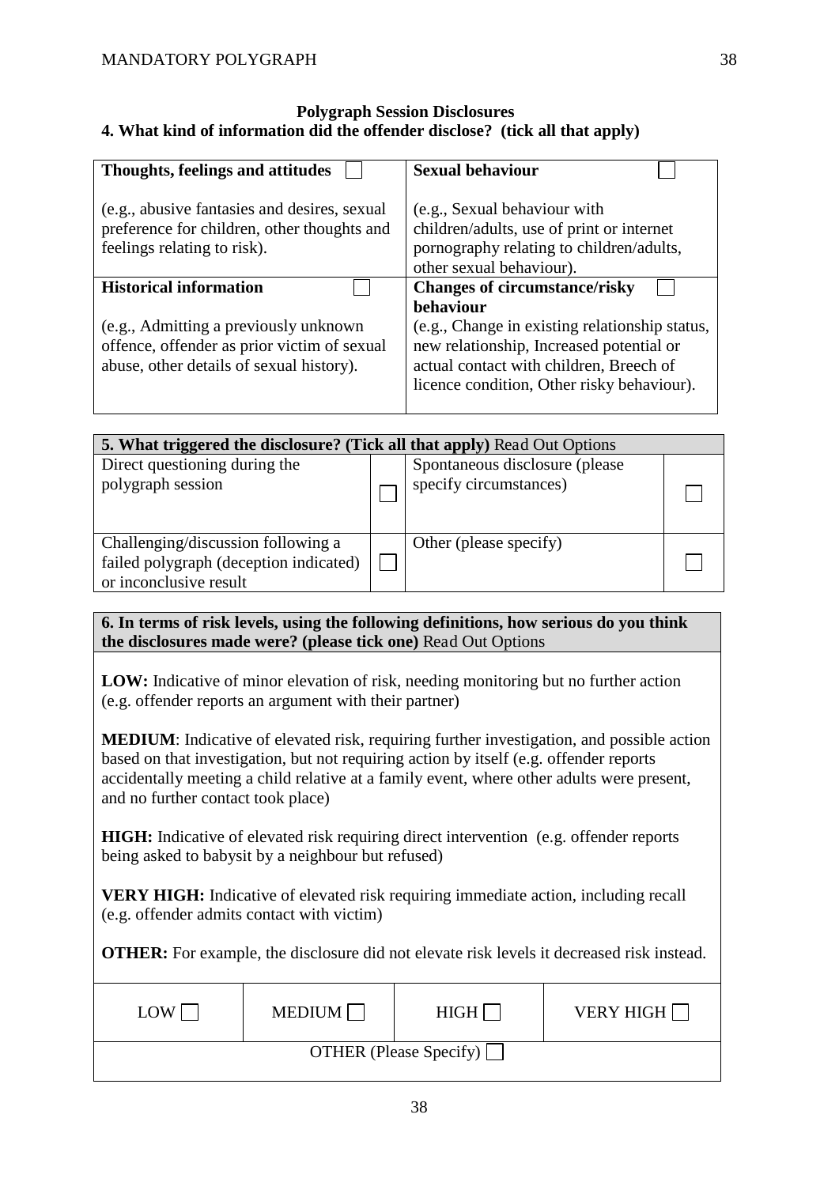**Polygraph Session Disclosures**

**4. What kind of information did the offender disclose? (tick all that apply)**

| **Thoughts, feelings and attitudes** ☐ | **Sexual behaviour** ☐ |
|---|---|
| (e.g., abusive fantasies and desires, sexual preference for children, other thoughts and feelings relating to risk). | (e.g., Sexual behaviour with children/adults, use of print or internet pornography relating to children/adults, other sexual behaviour). |
| **Historical information** ☐ | **Changes of circumstance/risky behaviour** ☐ |
| (e.g., Admitting a previously unknown offence, offender as prior victim of sexual abuse, other details of sexual history). | (e.g., Change in existing relationship status, new relationship, Increased potential or actual contact with children, Breech of licence condition, Other risky behaviour). |

| **5. What triggered the disclosure? (Tick all that apply)** Read Out Options | | | |
|---|---|---|---|
| Direct questioning during the polygraph session | ☐ | Spontaneous disclosure (please specify circumstances) | ☐ |
| Challenging/discussion following a failed polygraph (deception indicated) or inconclusive result | ☐ | Other (please specify) | ☐ |

**6. In terms of risk levels, using the following definitions, how serious do you think the disclosures made were? (please tick one)** Read Out Options

**LOW:** Indicative of minor elevation of risk, needing monitoring but no further action (e.g. offender reports an argument with their partner)

**MEDIUM**: Indicative of elevated risk, requiring further investigation, and possible action based on that investigation, but not requiring action by itself (e.g. offender reports accidentally meeting a child relative at a family event, where other adults were present, and no further contact took place)

**HIGH:** Indicative of elevated risk requiring direct intervention (e.g. offender reports being asked to babysit by a neighbour but refused)

**VERY HIGH:** Indicative of elevated risk requiring immediate action, including recall (e.g. offender admits contact with victim)

**OTHER:** For example, the disclosure did not elevate risk levels it decreased risk instead.

| LOW ☐ | MEDIUM ☐ | HIGH ☐ | VERY HIGH ☐ |
|---|---|---|---|
| OTHER (Please Specify) ☐ | | | |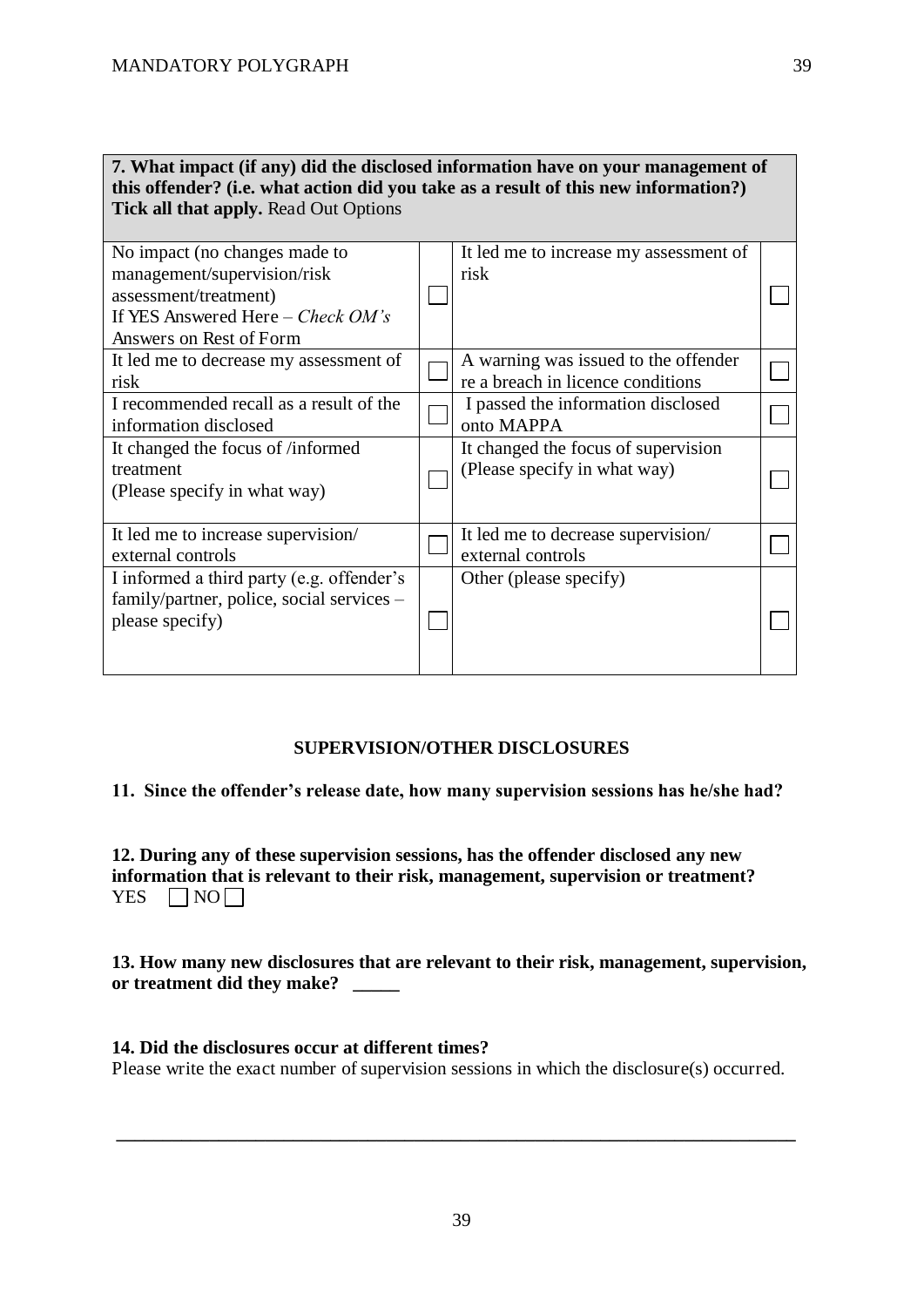| **7. What impact (if any) did the disclosed information have on your management of this offender? (i.e. what action did you take as a result of this new information?) Tick all that apply.** Read Out Options | | | |
|---|---|---|---|
| No impact (no changes made to management/supervision/risk assessment/treatment) If YES Answered Here – *Check OM's Answers on Rest of Form* | ☐ | It led me to increase my assessment of risk | ☐ |
| It led me to decrease my assessment of risk | ☐ | A warning was issued to the offender re a breach in licence conditions | ☐ |
| I recommended recall as a result of the information disclosed | ☐ | I passed the information disclosed onto MAPPA | ☐ |
| It changed the focus of /informed treatment (Please specify in what way) | ☐ | It changed the focus of supervision (Please specify in what way) | ☐ |
| It led me to increase supervision/ external controls | ☐ | It led me to decrease supervision/ external controls | ☐ |
| I informed a third party (e.g. offender's family/partner, police, social services – please specify) | ☐ | Other (please specify) | ☐ |

## SUPERVISION/OTHER DISCLOSURES

**11. Since the offender's release date, how many supervision sessions has he/she had?**

**12. During any of these supervision sessions, has the offender disclosed any new information that is relevant to their risk, management, supervision or treatment?**
YES ☐ NO ☐

**13. How many new disclosures that are relevant to their risk, management, supervision, or treatment did they make? _____**

**14. Did the disclosures occur at different times?**
Please write the exact number of supervision sessions in which the disclosure(s) occurred.

_______________________________________________________________________________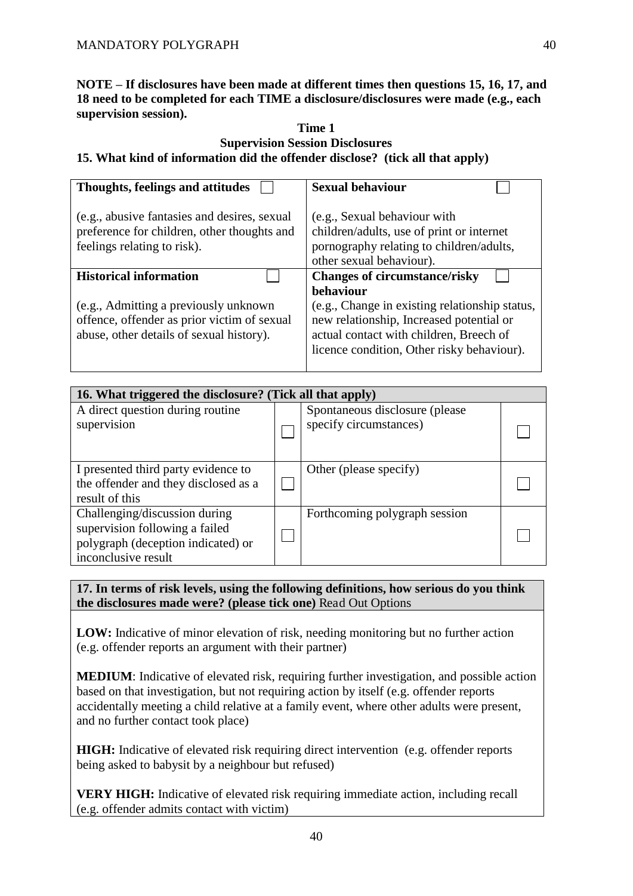**NOTE – If disclosures have been made at different times then questions 15, 16, 17, and 18 need to be completed for each TIME a disclosure/disclosures were made (e.g., each supervision session).**

**Time 1**

**Supervision Session Disclosures**

**15. What kind of information did the offender disclose? (tick all that apply)**

| **Thoughts, feelings and attitudes** ☐ | **Sexual behaviour** ☐ |
|---|---|
| (e.g., abusive fantasies and desires, sexual preference for children, other thoughts and feelings relating to risk). | (e.g., Sexual behaviour with children/adults, use of print or internet pornography relating to children/adults, other sexual behaviour). |
| **Historical information** ☐ | **Changes of circumstance/risky behaviour** ☐ |
| (e.g., Admitting a previously unknown offence, offender as prior victim of sexual abuse, other details of sexual history). | (e.g., Change in existing relationship status, new relationship, Increased potential or actual contact with children, Breech of licence condition, Other risky behaviour). |

| **16. What triggered the disclosure? (Tick all that apply)** | | | |
|---|---|---|---|
| A direct question during routine supervision | ☐ | Spontaneous disclosure (please specify circumstances) | ☐ |
| I presented third party evidence to the offender and they disclosed as a result of this | ☐ | Other (please specify) | ☐ |
| Challenging/discussion during supervision following a failed polygraph (deception indicated) or inconclusive result | ☐ | Forthcoming polygraph session | ☐ |

**17. In terms of risk levels, using the following definitions, how serious do you think the disclosures made were? (please tick one)** Read Out Options

**LOW:** Indicative of minor elevation of risk, needing monitoring but no further action (e.g. offender reports an argument with their partner)

**MEDIUM**: Indicative of elevated risk, requiring further investigation, and possible action based on that investigation, but not requiring action by itself (e.g. offender reports accidentally meeting a child relative at a family event, where other adults were present, and no further contact took place)

**HIGH:** Indicative of elevated risk requiring direct intervention (e.g. offender reports being asked to babysit by a neighbour but refused)

**VERY HIGH:** Indicative of elevated risk requiring immediate action, including recall (e.g. offender admits contact with victim)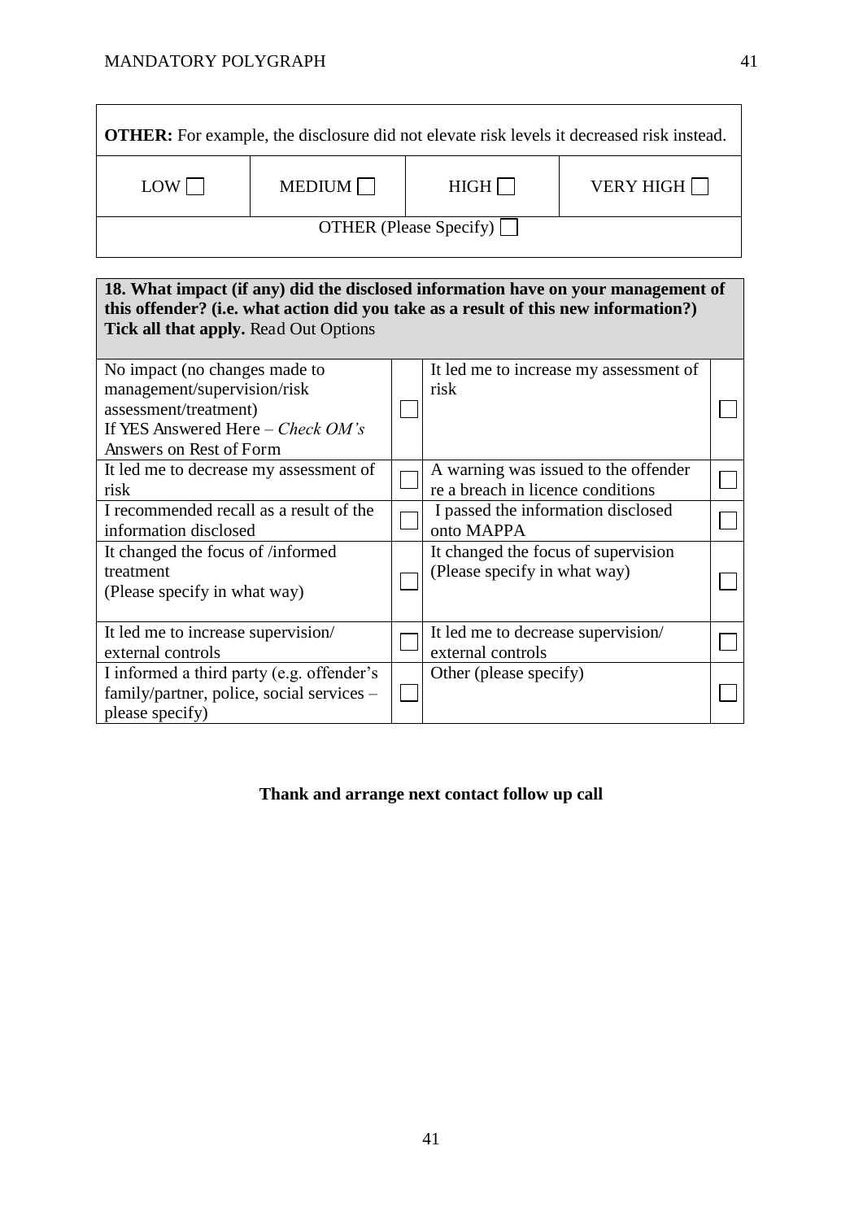| | | | |
|---|---|---|---|
| **OTHER:** For example, the disclosure did not elevate risk levels it decreased risk instead. | | | |
| LOW ☐ | MEDIUM ☐ | HIGH ☐ | VERY HIGH ☐ |
| OTHER (Please Specify) ☐ | | | |

| | | | |
|---|---|---|---|
| **18. What impact (if any) did the disclosed information have on your management of this offender? (i.e. what action did you take as a result of this new information?) Tick all that apply.** Read Out Options | | | |
| No impact (no changes made to management/supervision/risk assessment/treatment) If YES Answered Here – *Check OM's* Answers on Rest of Form | ☐ | It led me to increase my assessment of risk | ☐ |
| It led me to decrease my assessment of risk | ☐ | A warning was issued to the offender re a breach in licence conditions | ☐ |
| I recommended recall as a result of the information disclosed | ☐ | I passed the information disclosed onto MAPPA | ☐ |
| It changed the focus of /informed treatment (Please specify in what way) | ☐ | It changed the focus of supervision (Please specify in what way) | ☐ |
| It led me to increase supervision/ external controls | ☐ | It led me to decrease supervision/ external controls | ☐ |
| I informed a third party (e.g. offender's family/partner, police, social services – please specify) | ☐ | Other (please specify) | ☐ |

**Thank and arrange next contact follow up call**